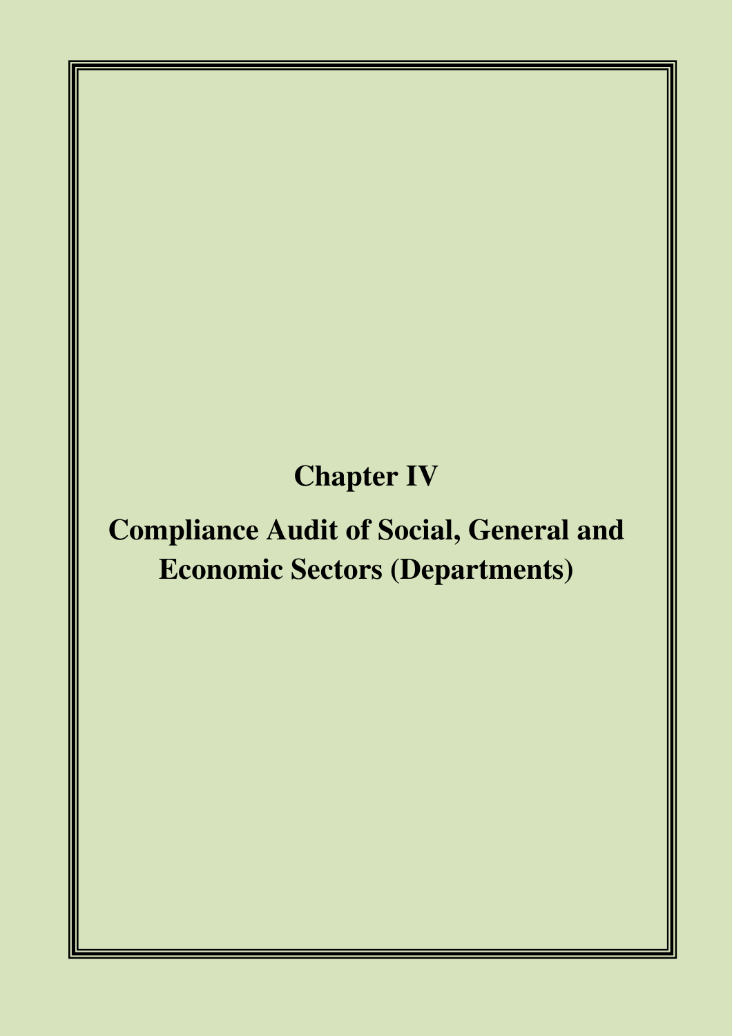# Chapter IV

# Compliance Audit of Social, General and Economic Sectors (Departments)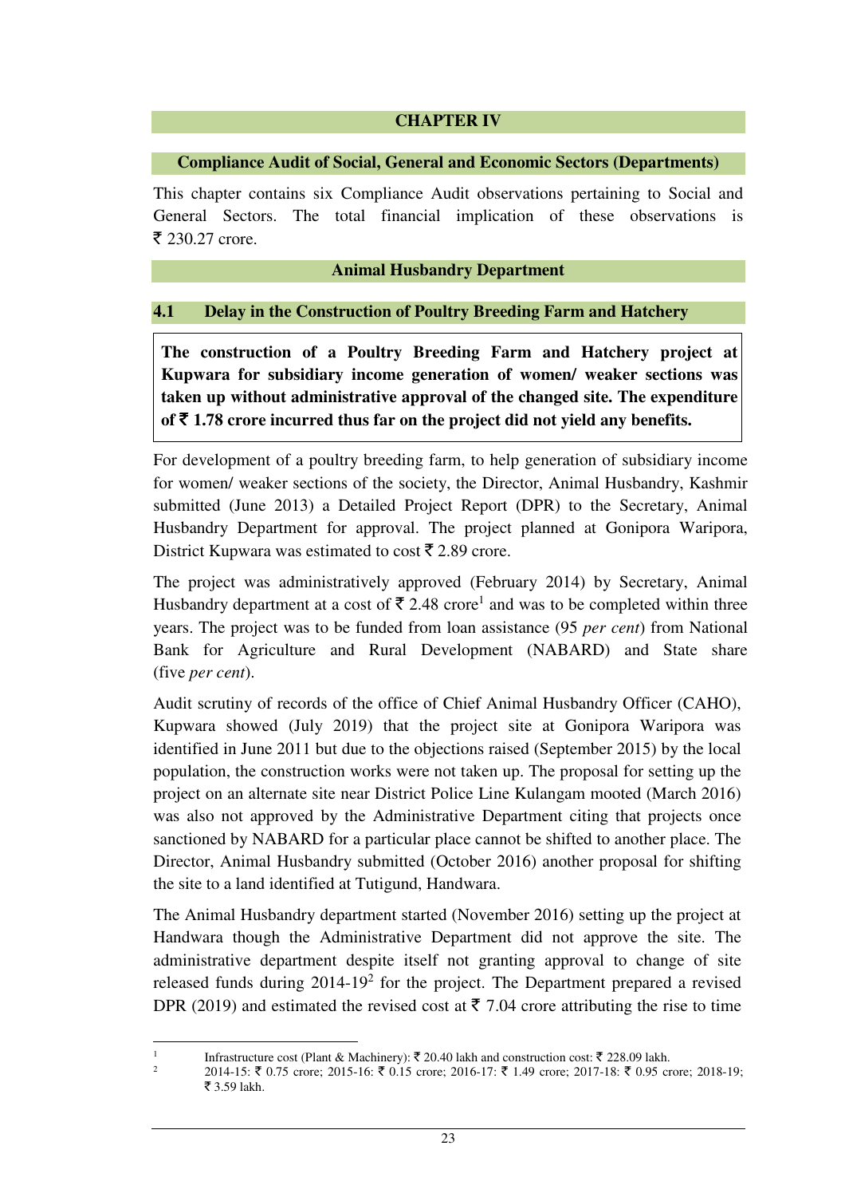# CHAPTER IV

## Compliance Audit of Social, General and Economic Sectors (Departments)

This chapter contains six Compliance Audit observations pertaining to Social and General Sectors. The total financial implication of these observations is ₹ 230.27 crore.

## Animal Husbandry Department

### 4.1 Delay in the Construction of Poultry Breeding Farm and Hatchery

**The construction of a Poultry Breeding Farm and Hatchery project at Kupwara for subsidiary income generation of women/ weaker sections was taken up without administrative approval of the changed site. The expenditure of ₹ 1.78 crore incurred thus far on the project did not yield any benefits.**

For development of a poultry breeding farm, to help generation of subsidiary income for women/ weaker sections of the society, the Director, Animal Husbandry, Kashmir submitted (June 2013) a Detailed Project Report (DPR) to the Secretary, Animal Husbandry Department for approval. The project planned at Gonipora Waripora, District Kupwara was estimated to cost ₹ 2.89 crore.

The project was administratively approved (February 2014) by Secretary, Animal Husbandry department at a cost of ₹ 2.48 crore[1] and was to be completed within three years. The project was to be funded from loan assistance (95 *per cent*) from National Bank for Agriculture and Rural Development (NABARD) and State share (five *per cent*).

Audit scrutiny of records of the office of Chief Animal Husbandry Officer (CAHO), Kupwara showed (July 2019) that the project site at Gonipora Waripora was identified in June 2011 but due to the objections raised (September 2015) by the local population, the construction works were not taken up. The proposal for setting up the project on an alternate site near District Police Line Kulangam mooted (March 2016) was also not approved by the Administrative Department citing that projects once sanctioned by NABARD for a particular place cannot be shifted to another place. The Director, Animal Husbandry submitted (October 2016) another proposal for shifting the site to a land identified at Tutigund, Handwara.

The Animal Husbandry department started (November 2016) setting up the project at Handwara though the Administrative Department did not approve the site. The administrative department despite itself not granting approval to change of site released funds during 2014-19[2] for the project. The Department prepared a revised DPR (2019) and estimated the revised cost at ₹ 7.04 crore attributing the rise to time

---

[1] Infrastructure cost (Plant & Machinery): ₹ 20.40 lakh and construction cost: ₹ 228.09 lakh.

[2] 2014-15: ₹ 0.75 crore; 2015-16: ₹ 0.15 crore; 2016-17: ₹ 1.49 crore; 2017-18: ₹ 0.95 crore; 2018-19; ₹ 3.59 lakh.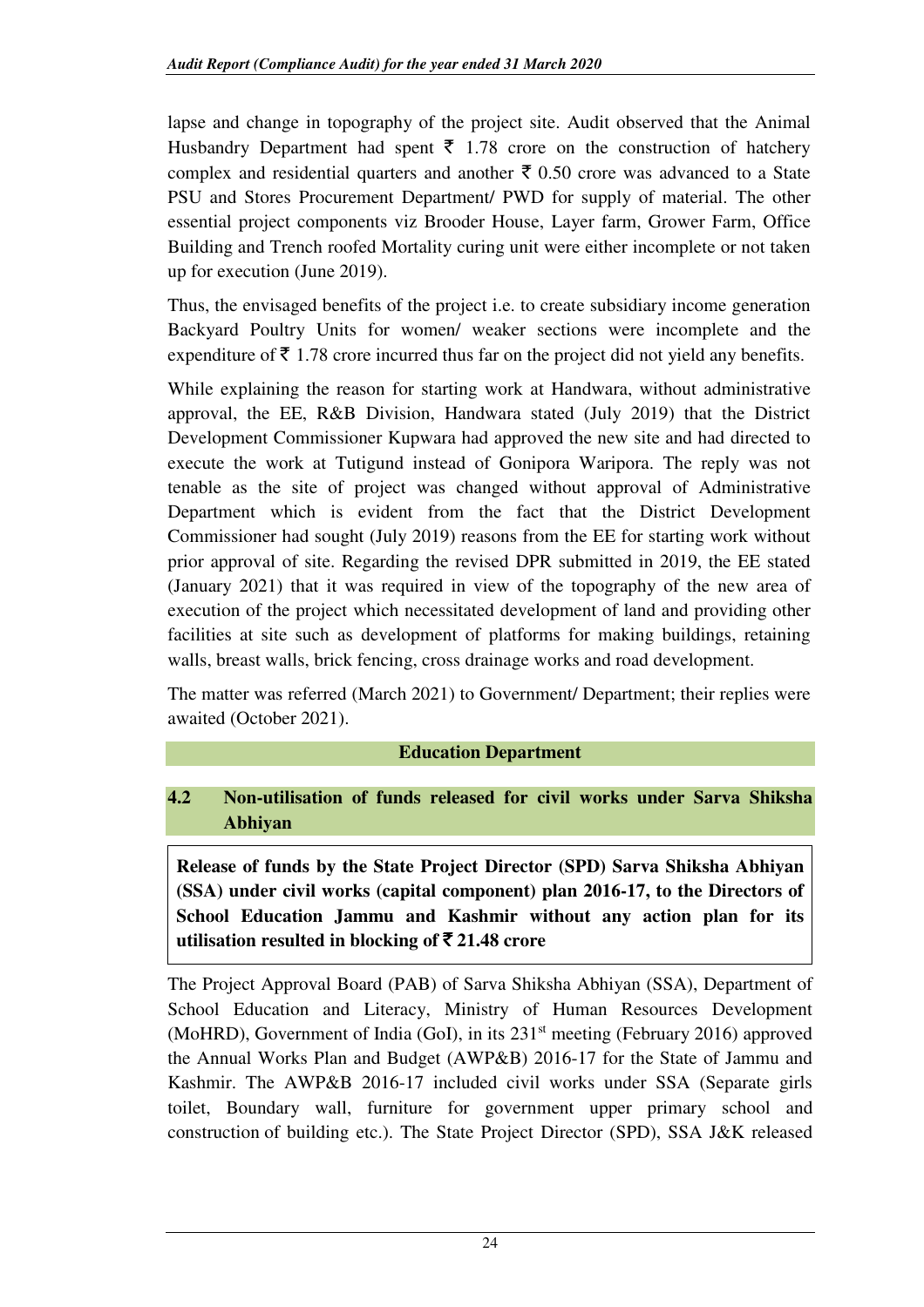lapse and change in topography of the project site. Audit observed that the Animal Husbandry Department had spent ₹ 1.78 crore on the construction of hatchery complex and residential quarters and another ₹ 0.50 crore was advanced to a State PSU and Stores Procurement Department/ PWD for supply of material. The other essential project components viz Brooder House, Layer farm, Grower Farm, Office Building and Trench roofed Mortality curing unit were either incomplete or not taken up for execution (June 2019).

Thus, the envisaged benefits of the project i.e. to create subsidiary income generation Backyard Poultry Units for women/ weaker sections were incomplete and the expenditure of ₹ 1.78 crore incurred thus far on the project did not yield any benefits.

While explaining the reason for starting work at Handwara, without administrative approval, the EE, R&B Division, Handwara stated (July 2019) that the District Development Commissioner Kupwara had approved the new site and had directed to execute the work at Tutigund instead of Gonipora Waripora. The reply was not tenable as the site of project was changed without approval of Administrative Department which is evident from the fact that the District Development Commissioner had sought (July 2019) reasons from the EE for starting work without prior approval of site. Regarding the revised DPR submitted in 2019, the EE stated (January 2021) that it was required in view of the topography of the new area of execution of the project which necessitated development of land and providing other facilities at site such as development of platforms for making buildings, retaining walls, breast walls, brick fencing, cross drainage works and road development.

The matter was referred (March 2021) to Government/ Department; their replies were awaited (October 2021).

## Education Department

### 4.2 Non-utilisation of funds released for civil works under Sarva Shiksha Abhiyan

**Release of funds by the State Project Director (SPD) Sarva Shiksha Abhiyan (SSA) under civil works (capital component) plan 2016-17, to the Directors of School Education Jammu and Kashmir without any action plan for its utilisation resulted in blocking of ₹ 21.48 crore**

The Project Approval Board (PAB) of Sarva Shiksha Abhiyan (SSA), Department of School Education and Literacy, Ministry of Human Resources Development (MoHRD), Government of India (GoI), in its 231st meeting (February 2016) approved the Annual Works Plan and Budget (AWP&B) 2016-17 for the State of Jammu and Kashmir. The AWP&B 2016-17 included civil works under SSA (Separate girls toilet, Boundary wall, furniture for government upper primary school and construction of building etc.). The State Project Director (SPD), SSA J&K released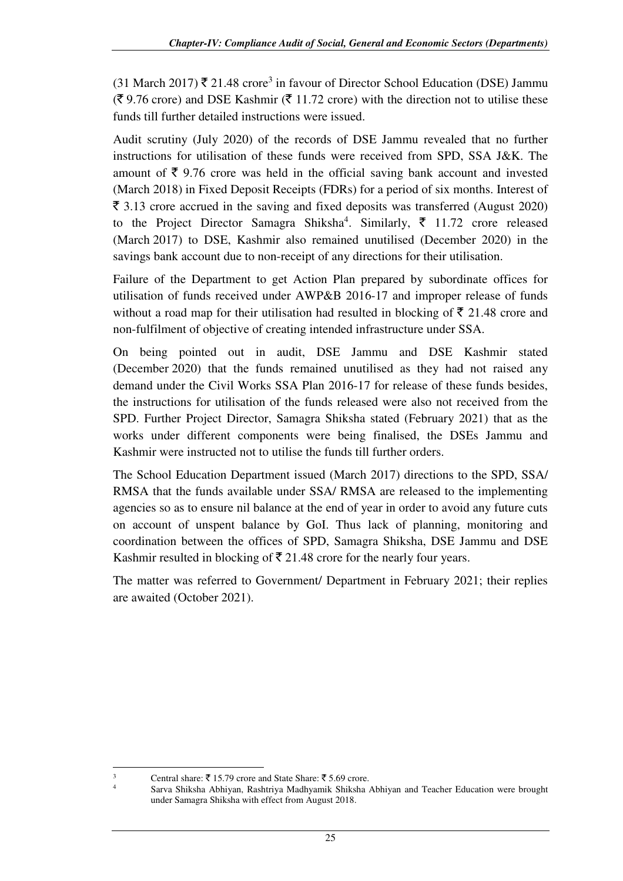(31 March 2017) ₹ 21.48 crore[3] in favour of Director School Education (DSE) Jammu (₹ 9.76 crore) and DSE Kashmir (₹ 11.72 crore) with the direction not to utilise these funds till further detailed instructions were issued.

Audit scrutiny (July 2020) of the records of DSE Jammu revealed that no further instructions for utilisation of these funds were received from SPD, SSA J&K. The amount of ₹ 9.76 crore was held in the official saving bank account and invested (March 2018) in Fixed Deposit Receipts (FDRs) for a period of six months. Interest of ₹ 3.13 crore accrued in the saving and fixed deposits was transferred (August 2020) to the Project Director Samagra Shiksha[4]. Similarly, ₹ 11.72 crore released (March 2017) to DSE, Kashmir also remained unutilised (December 2020) in the savings bank account due to non-receipt of any directions for their utilisation.

Failure of the Department to get Action Plan prepared by subordinate offices for utilisation of funds received under AWP&B 2016-17 and improper release of funds without a road map for their utilisation had resulted in blocking of ₹ 21.48 crore and non-fulfilment of objective of creating intended infrastructure under SSA.

On being pointed out in audit, DSE Jammu and DSE Kashmir stated (December 2020) that the funds remained unutilised as they had not raised any demand under the Civil Works SSA Plan 2016-17 for release of these funds besides, the instructions for utilisation of the funds released were also not received from the SPD. Further Project Director, Samagra Shiksha stated (February 2021) that as the works under different components were being finalised, the DSEs Jammu and Kashmir were instructed not to utilise the funds till further orders.

The School Education Department issued (March 2017) directions to the SPD, SSA/ RMSA that the funds available under SSA/ RMSA are released to the implementing agencies so as to ensure nil balance at the end of year in order to avoid any future cuts on account of unspent balance by GoI. Thus lack of planning, monitoring and coordination between the offices of SPD, Samagra Shiksha, DSE Jammu and DSE Kashmir resulted in blocking of ₹ 21.48 crore for the nearly four years.

The matter was referred to Government/ Department in February 2021; their replies are awaited (October 2021).

---

[3] Central share: ₹ 15.79 crore and State Share: ₹ 5.69 crore.

[4] Sarva Shiksha Abhiyan, Rashtriya Madhyamik Shiksha Abhiyan and Teacher Education were brought under Samagra Shiksha with effect from August 2018.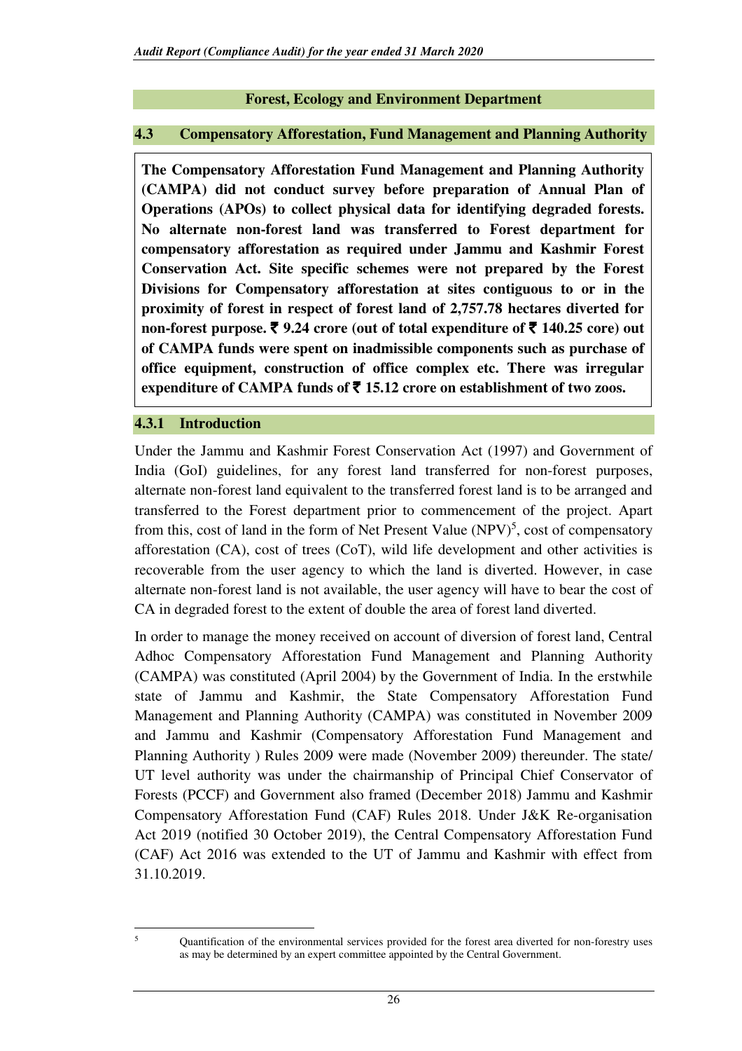## Forest, Ecology and Environment Department

### 4.3 Compensatory Afforestation, Fund Management and Planning Authority

**The Compensatory Afforestation Fund Management and Planning Authority (CAMPA) did not conduct survey before preparation of Annual Plan of Operations (APOs) to collect physical data for identifying degraded forests. No alternate non-forest land was transferred to Forest department for compensatory afforestation as required under Jammu and Kashmir Forest Conservation Act. Site specific schemes were not prepared by the Forest Divisions for Compensatory afforestation at sites contiguous to or in the proximity of forest in respect of forest land of 2,757.78 hectares diverted for non-forest purpose. ₹ 9.24 crore (out of total expenditure of ₹ 140.25 core) out of CAMPA funds were spent on inadmissible components such as purchase of office equipment, construction of office complex etc. There was irregular expenditure of CAMPA funds of ₹ 15.12 crore on establishment of two zoos.**

#### 4.3.1 Introduction

Under the Jammu and Kashmir Forest Conservation Act (1997) and Government of India (GoI) guidelines, for any forest land transferred for non-forest purposes, alternate non-forest land equivalent to the transferred forest land is to be arranged and transferred to the Forest department prior to commencement of the project. Apart from this, cost of land in the form of Net Present Value (NPV)[5], cost of compensatory afforestation (CA), cost of trees (CoT), wild life development and other activities is recoverable from the user agency to which the land is diverted. However, in case alternate non-forest land is not available, the user agency will have to bear the cost of CA in degraded forest to the extent of double the area of forest land diverted.

In order to manage the money received on account of diversion of forest land, Central Adhoc Compensatory Afforestation Fund Management and Planning Authority (CAMPA) was constituted (April 2004) by the Government of India. In the erstwhile state of Jammu and Kashmir, the State Compensatory Afforestation Fund Management and Planning Authority (CAMPA) was constituted in November 2009 and Jammu and Kashmir (Compensatory Afforestation Fund Management and Planning Authority ) Rules 2009 were made (November 2009) thereunder. The state/ UT level authority was under the chairmanship of Principal Chief Conservator of Forests (PCCF) and Government also framed (December 2018) Jammu and Kashmir Compensatory Afforestation Fund (CAF) Rules 2018. Under J&K Re-organisation Act 2019 (notified 30 October 2019), the Central Compensatory Afforestation Fund (CAF) Act 2016 was extended to the UT of Jammu and Kashmir with effect from 31.10.2019.

[5] Quantification of the environmental services provided for the forest area diverted for non-forestry uses as may be determined by an expert committee appointed by the Central Government.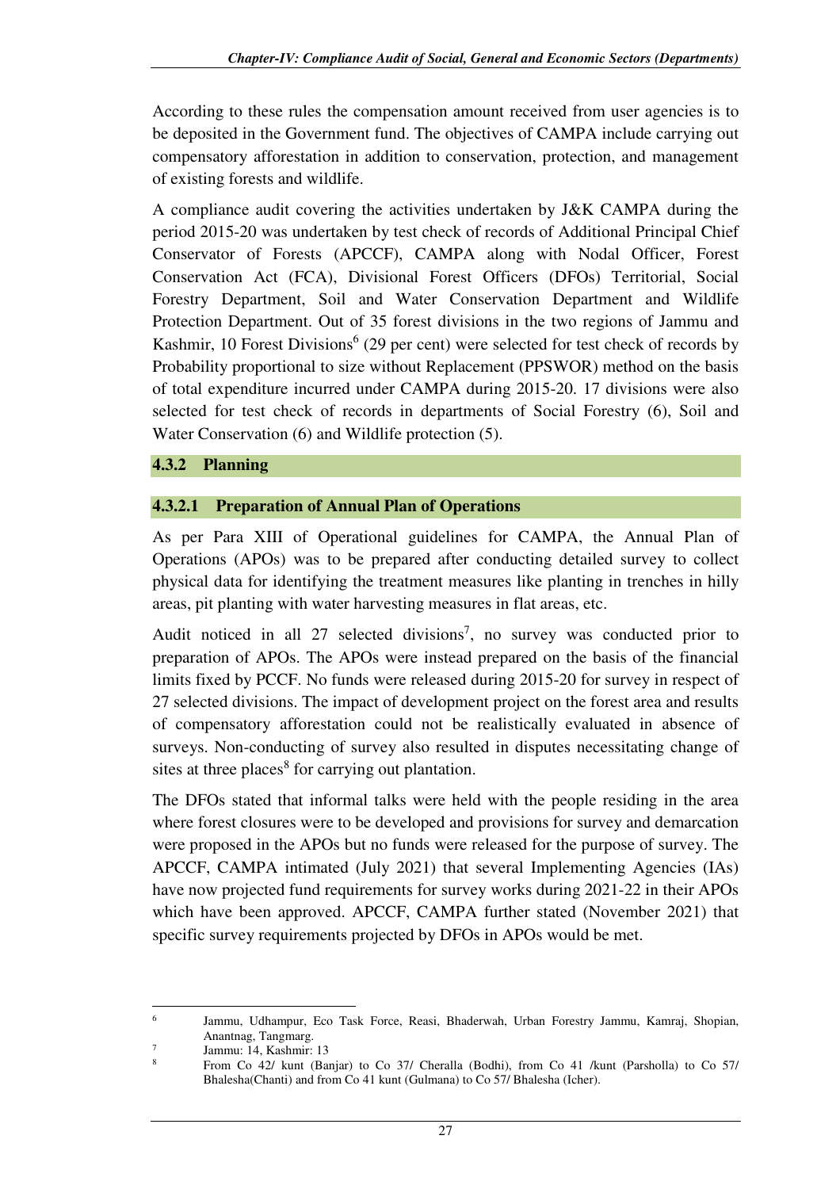According to these rules the compensation amount received from user agencies is to be deposited in the Government fund. The objectives of CAMPA include carrying out compensatory afforestation in addition to conservation, protection, and management of existing forests and wildlife.

A compliance audit covering the activities undertaken by J&K CAMPA during the period 2015-20 was undertaken by test check of records of Additional Principal Chief Conservator of Forests (APCCF), CAMPA along with Nodal Officer, Forest Conservation Act (FCA), Divisional Forest Officers (DFOs) Territorial, Social Forestry Department, Soil and Water Conservation Department and Wildlife Protection Department. Out of 35 forest divisions in the two regions of Jammu and Kashmir, 10 Forest Divisions[6] (29 per cent) were selected for test check of records by Probability proportional to size without Replacement (PPSWOR) method on the basis of total expenditure incurred under CAMPA during 2015-20. 17 divisions were also selected for test check of records in departments of Social Forestry (6), Soil and Water Conservation (6) and Wildlife protection (5).

### 4.3.2 Planning

#### 4.3.2.1 Preparation of Annual Plan of Operations

As per Para XIII of Operational guidelines for CAMPA, the Annual Plan of Operations (APOs) was to be prepared after conducting detailed survey to collect physical data for identifying the treatment measures like planting in trenches in hilly areas, pit planting with water harvesting measures in flat areas, etc.

Audit noticed in all 27 selected divisions[7], no survey was conducted prior to preparation of APOs. The APOs were instead prepared on the basis of the financial limits fixed by PCCF. No funds were released during 2015-20 for survey in respect of 27 selected divisions. The impact of development project on the forest area and results of compensatory afforestation could not be realistically evaluated in absence of surveys. Non-conducting of survey also resulted in disputes necessitating change of sites at three places[8] for carrying out plantation.

The DFOs stated that informal talks were held with the people residing in the area where forest closures were to be developed and provisions for survey and demarcation were proposed in the APOs but no funds were released for the purpose of survey. The APCCF, CAMPA intimated (July 2021) that several Implementing Agencies (IAs) have now projected fund requirements for survey works during 2021-22 in their APOs which have been approved. APCCF, CAMPA further stated (November 2021) that specific survey requirements projected by DFOs in APOs would be met.

---

[6] Jammu, Udhampur, Eco Task Force, Reasi, Bhaderwah, Urban Forestry Jammu, Kamraj, Shopian, Anantnag, Tangmarg.

[7] Jammu: 14, Kashmir: 13

[8] From Co 42/ kunt (Banjar) to Co 37/ Cheralla (Bodhi), from Co 41 /kunt (Parsholla) to Co 57/ Bhalesha(Chanti) and from Co 41 kunt (Gulmana) to Co 57/ Bhalesha (Icher).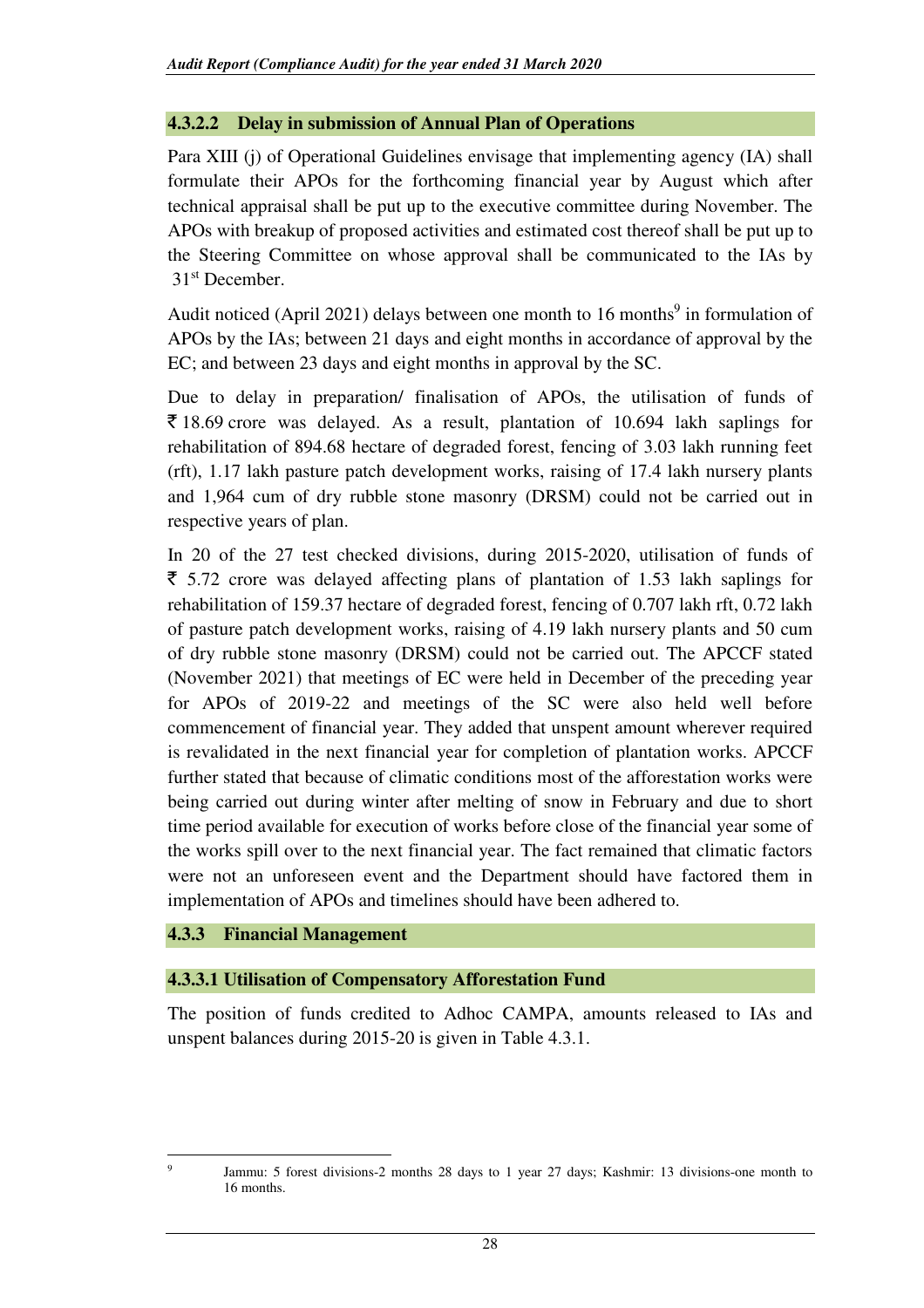#### 4.3.2.2 Delay in submission of Annual Plan of Operations

Para XIII (j) of Operational Guidelines envisage that implementing agency (IA) shall formulate their APOs for the forthcoming financial year by August which after technical appraisal shall be put up to the executive committee during November. The APOs with breakup of proposed activities and estimated cost thereof shall be put up to the Steering Committee on whose approval shall be communicated to the IAs by 31st December.

Audit noticed (April 2021) delays between one month to 16 months[9] in formulation of APOs by the IAs; between 21 days and eight months in accordance of approval by the EC; and between 23 days and eight months in approval by the SC.

Due to delay in preparation/ finalisation of APOs, the utilisation of funds of ₹ 18.69 crore was delayed. As a result, plantation of 10.694 lakh saplings for rehabilitation of 894.68 hectare of degraded forest, fencing of 3.03 lakh running feet (rft), 1.17 lakh pasture patch development works, raising of 17.4 lakh nursery plants and 1,964 cum of dry rubble stone masonry (DRSM) could not be carried out in respective years of plan.

In 20 of the 27 test checked divisions, during 2015-2020, utilisation of funds of ₹ 5.72 crore was delayed affecting plans of plantation of 1.53 lakh saplings for rehabilitation of 159.37 hectare of degraded forest, fencing of 0.707 lakh rft, 0.72 lakh of pasture patch development works, raising of 4.19 lakh nursery plants and 50 cum of dry rubble stone masonry (DRSM) could not be carried out. The APCCF stated (November 2021) that meetings of EC were held in December of the preceding year for APOs of 2019-22 and meetings of the SC were also held well before commencement of financial year. They added that unspent amount wherever required is revalidated in the next financial year for completion of plantation works. APCCF further stated that because of climatic conditions most of the afforestation works were being carried out during winter after melting of snow in February and due to short time period available for execution of works before close of the financial year some of the works spill over to the next financial year. The fact remained that climatic factors were not an unforeseen event and the Department should have factored them in implementation of APOs and timelines should have been adhered to.

### 4.3.3 Financial Management

#### 4.3.3.1 Utilisation of Compensatory Afforestation Fund

The position of funds credited to Adhoc CAMPA, amounts released to IAs and unspent balances during 2015-20 is given in Table 4.3.1.

[9] Jammu: 5 forest divisions-2 months 28 days to 1 year 27 days; Kashmir: 13 divisions-one month to 16 months.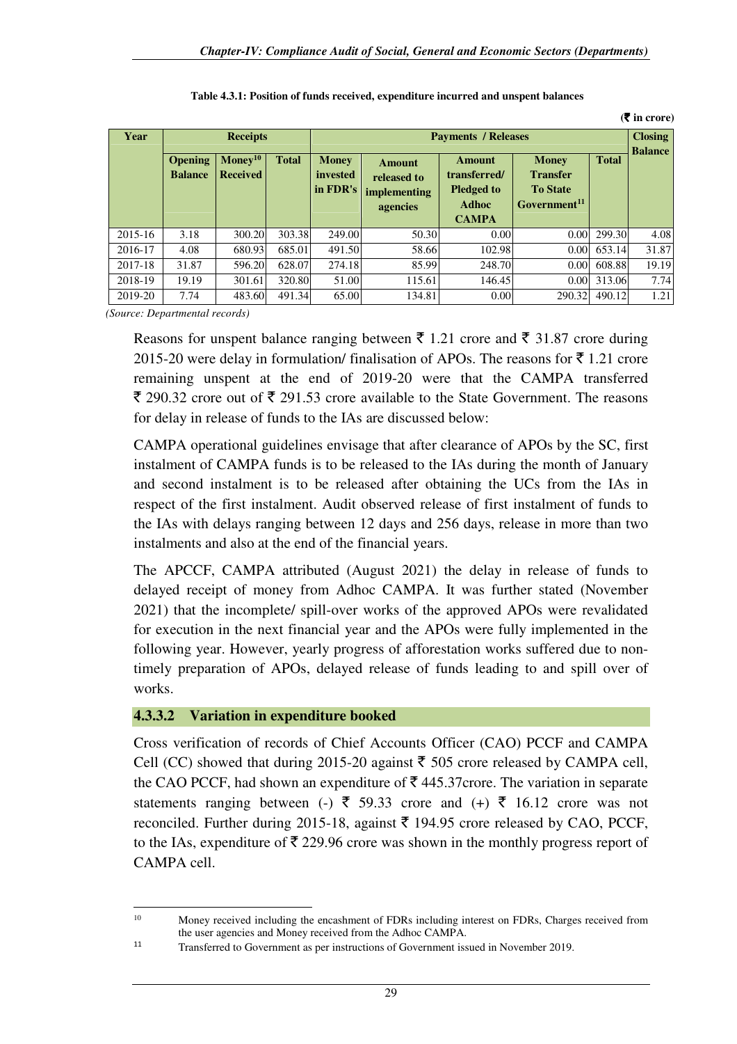**Table 4.3.1: Position of funds received, expenditure incurred and unspent balances**

(₹ in crore)

| Year | Receipts | | | Payments / Releases | | | | | Closing Balance |
|---|---|---|---|---|---|---|---|---|---|
| | Opening Balance | Money[10] Received | Total | Money invested in FDR's | Amount released to implementing agencies | Amount transferred/ Pledged to Adhoc CAMPA | Money Transfer To State Government[11] | Total | |
| 2015-16 | 3.18 | 300.20 | 303.38 | 249.00 | 50.30 | 0.00 | 0.00 | 299.30 | 4.08 |
| 2016-17 | 4.08 | 680.93 | 685.01 | 491.50 | 58.66 | 102.98 | 0.00 | 653.14 | 31.87 |
| 2017-18 | 31.87 | 596.20 | 628.07 | 274.18 | 85.99 | 248.70 | 0.00 | 608.88 | 19.19 |
| 2018-19 | 19.19 | 301.61 | 320.80 | 51.00 | 115.61 | 146.45 | 0.00 | 313.06 | 7.74 |
| 2019-20 | 7.74 | 483.60 | 491.34 | 65.00 | 134.81 | 0.00 | 290.32 | 490.12 | 1.21 |

*(Source: Departmental records)*

Reasons for unspent balance ranging between ₹ 1.21 crore and ₹ 31.87 crore during 2015-20 were delay in formulation/ finalisation of APOs. The reasons for ₹ 1.21 crore remaining unspent at the end of 2019-20 were that the CAMPA transferred ₹ 290.32 crore out of ₹ 291.53 crore available to the State Government. The reasons for delay in release of funds to the IAs are discussed below:

CAMPA operational guidelines envisage that after clearance of APOs by the SC, first instalment of CAMPA funds is to be released to the IAs during the month of January and second instalment is to be released after obtaining the UCs from the IAs in respect of the first instalment. Audit observed release of first instalment of funds to the IAs with delays ranging between 12 days and 256 days, release in more than two instalments and also at the end of the financial years.

The APCCF, CAMPA attributed (August 2021) the delay in release of funds to delayed receipt of money from Adhoc CAMPA. It was further stated (November 2021) that the incomplete/ spill-over works of the approved APOs were revalidated for execution in the next financial year and the APOs were fully implemented in the following year. However, yearly progress of afforestation works suffered due to non-timely preparation of APOs, delayed release of funds leading to and spill over of works.

### 4.3.3.2 Variation in expenditure booked

Cross verification of records of Chief Accounts Officer (CAO) PCCF and CAMPA Cell (CC) showed that during 2015-20 against ₹ 505 crore released by CAMPA cell, the CAO PCCF, had shown an expenditure of ₹ 445.37crore. The variation in separate statements ranging between (-) ₹ 59.33 crore and (+) ₹ 16.12 crore was not reconciled. Further during 2015-18, against ₹ 194.95 crore released by CAO, PCCF, to the IAs, expenditure of ₹ 229.96 crore was shown in the monthly progress report of CAMPA cell.

---

[10] Money received including the encashment of FDRs including interest on FDRs, Charges received from the user agencies and Money received from the Adhoc CAMPA.

[11] Transferred to Government as per instructions of Government issued in November 2019.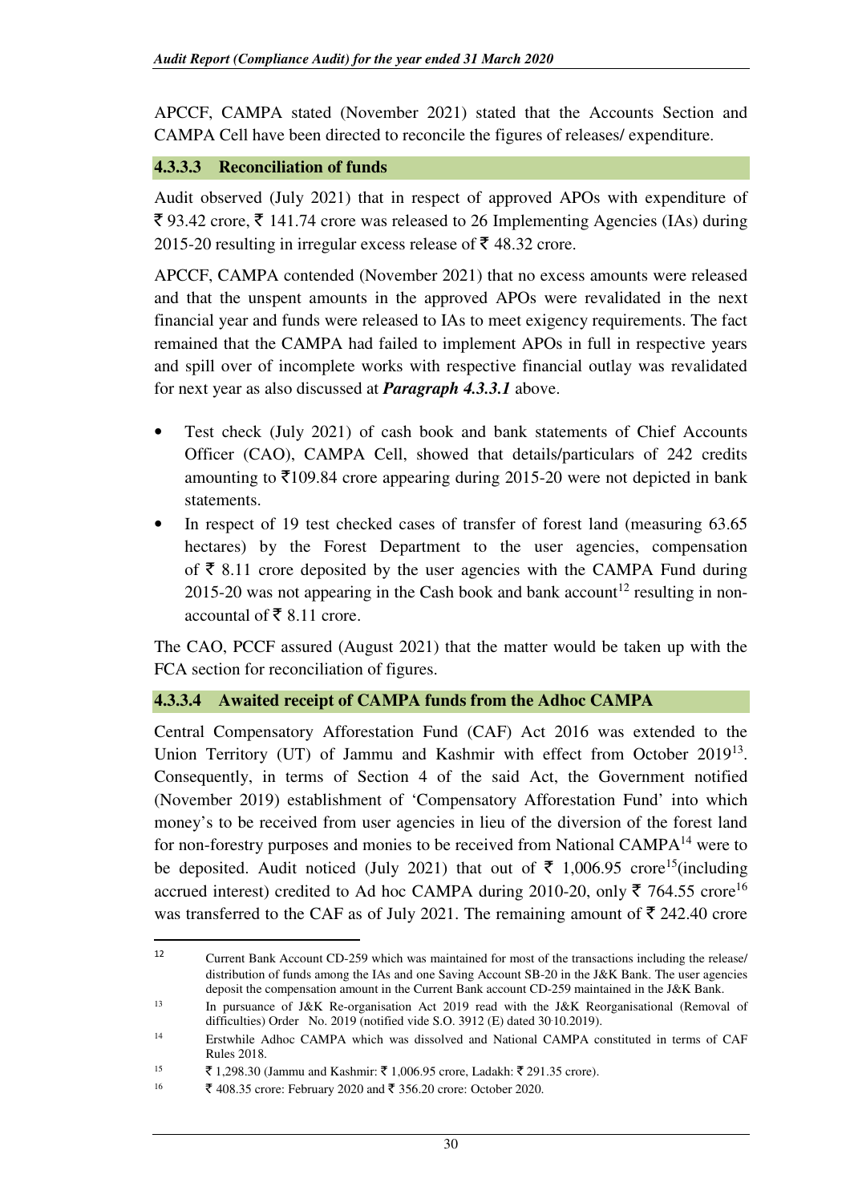APCCF, CAMPA stated (November 2021) stated that the Accounts Section and CAMPA Cell have been directed to reconcile the figures of releases/ expenditure.

#### 4.3.3.3 Reconciliation of funds

Audit observed (July 2021) that in respect of approved APOs with expenditure of ₹ 93.42 crore, ₹ 141.74 crore was released to 26 Implementing Agencies (IAs) during 2015-20 resulting in irregular excess release of ₹ 48.32 crore.

APCCF, CAMPA contended (November 2021) that no excess amounts were released and that the unspent amounts in the approved APOs were revalidated in the next financial year and funds were released to IAs to meet exigency requirements. The fact remained that the CAMPA had failed to implement APOs in full in respective years and spill over of incomplete works with respective financial outlay was revalidated for next year as also discussed at ***Paragraph 4.3.3.1*** above.

- Test check (July 2021) of cash book and bank statements of Chief Accounts Officer (CAO), CAMPA Cell, showed that details/particulars of 242 credits amounting to ₹109.84 crore appearing during 2015-20 were not depicted in bank statements.
- In respect of 19 test checked cases of transfer of forest land (measuring 63.65 hectares) by the Forest Department to the user agencies, compensation of ₹ 8.11 crore deposited by the user agencies with the CAMPA Fund during 2015-20 was not appearing in the Cash book and bank account[12] resulting in non-accountal of ₹ 8.11 crore.

The CAO, PCCF assured (August 2021) that the matter would be taken up with the FCA section for reconciliation of figures.

#### 4.3.3.4 Awaited receipt of CAMPA funds from the Adhoc CAMPA

Central Compensatory Afforestation Fund (CAF) Act 2016 was extended to the Union Territory (UT) of Jammu and Kashmir with effect from October 2019[13]. Consequently, in terms of Section 4 of the said Act, the Government notified (November 2019) establishment of 'Compensatory Afforestation Fund' into which money's to be received from user agencies in lieu of the diversion of the forest land for non-forestry purposes and monies to be received from National CAMPA[14] were to be deposited. Audit noticed (July 2021) that out of ₹ 1,006.95 crore[15](including accrued interest) credited to Ad hoc CAMPA during 2010-20, only ₹ 764.55 crore[16] was transferred to the CAF as of July 2021. The remaining amount of ₹ 242.40 crore

---

[12] Current Bank Account CD-259 which was maintained for most of the transactions including the release/ distribution of funds among the IAs and one Saving Account SB-20 in the J&K Bank. The user agencies deposit the compensation amount in the Current Bank account CD-259 maintained in the J&K Bank.

[13] In pursuance of J&K Re-organisation Act 2019 read with the J&K Reorganisational (Removal of difficulties) Order No. 2019 (notified vide S.O. 3912 (E) dated 30.10.2019).

[14] Erstwhile Adhoc CAMPA which was dissolved and National CAMPA constituted in terms of CAF Rules 2018.

[15] ₹ 1,298.30 (Jammu and Kashmir: ₹ 1,006.95 crore, Ladakh: ₹ 291.35 crore).

[16] ₹ 408.35 crore: February 2020 and ₹ 356.20 crore: October 2020.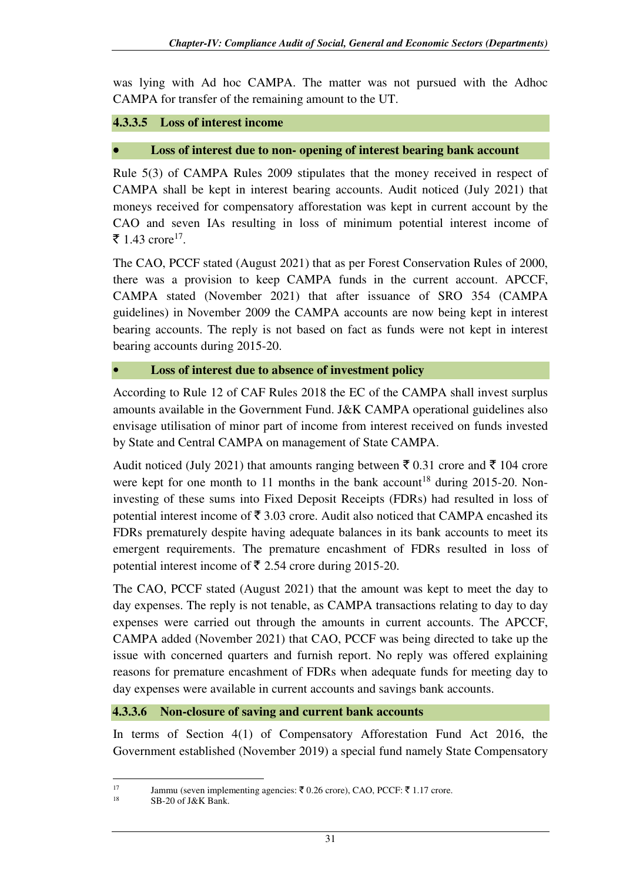was lying with Ad hoc CAMPA. The matter was not pursued with the Adhoc CAMPA for transfer of the remaining amount to the UT.

#### 4.3.3.5 Loss of interest income

- **Loss of interest due to non- opening of interest bearing bank account**

Rule 5(3) of CAMPA Rules 2009 stipulates that the money received in respect of CAMPA shall be kept in interest bearing accounts. Audit noticed (July 2021) that moneys received for compensatory afforestation was kept in current account by the CAO and seven IAs resulting in loss of minimum potential interest income of ₹ 1.43 crore[17].

The CAO, PCCF stated (August 2021) that as per Forest Conservation Rules of 2000, there was a provision to keep CAMPA funds in the current account. APCCF, CAMPA stated (November 2021) that after issuance of SRO 354 (CAMPA guidelines) in November 2009 the CAMPA accounts are now being kept in interest bearing accounts. The reply is not based on fact as funds were not kept in interest bearing accounts during 2015-20.

- **Loss of interest due to absence of investment policy**

According to Rule 12 of CAF Rules 2018 the EC of the CAMPA shall invest surplus amounts available in the Government Fund. J&K CAMPA operational guidelines also envisage utilisation of minor part of income from interest received on funds invested by State and Central CAMPA on management of State CAMPA.

Audit noticed (July 2021) that amounts ranging between ₹ 0.31 crore and ₹ 104 crore were kept for one month to 11 months in the bank account[18] during 2015-20. Non-investing of these sums into Fixed Deposit Receipts (FDRs) had resulted in loss of potential interest income of ₹ 3.03 crore. Audit also noticed that CAMPA encashed its FDRs prematurely despite having adequate balances in its bank accounts to meet its emergent requirements. The premature encashment of FDRs resulted in loss of potential interest income of ₹ 2.54 crore during 2015-20.

The CAO, PCCF stated (August 2021) that the amount was kept to meet the day to day expenses. The reply is not tenable, as CAMPA transactions relating to day to day expenses were carried out through the amounts in current accounts. The APCCF, CAMPA added (November 2021) that CAO, PCCF was being directed to take up the issue with concerned quarters and furnish report. No reply was offered explaining reasons for premature encashment of FDRs when adequate funds for meeting day to day expenses were available in current accounts and savings bank accounts.

#### 4.3.3.6 Non-closure of saving and current bank accounts

In terms of Section 4(1) of Compensatory Afforestation Fund Act 2016, the Government established (November 2019) a special fund namely State Compensatory

---

[17] Jammu (seven implementing agencies: ₹ 0.26 crore), CAO, PCCF: ₹ 1.17 crore.

[18] SB-20 of J&K Bank.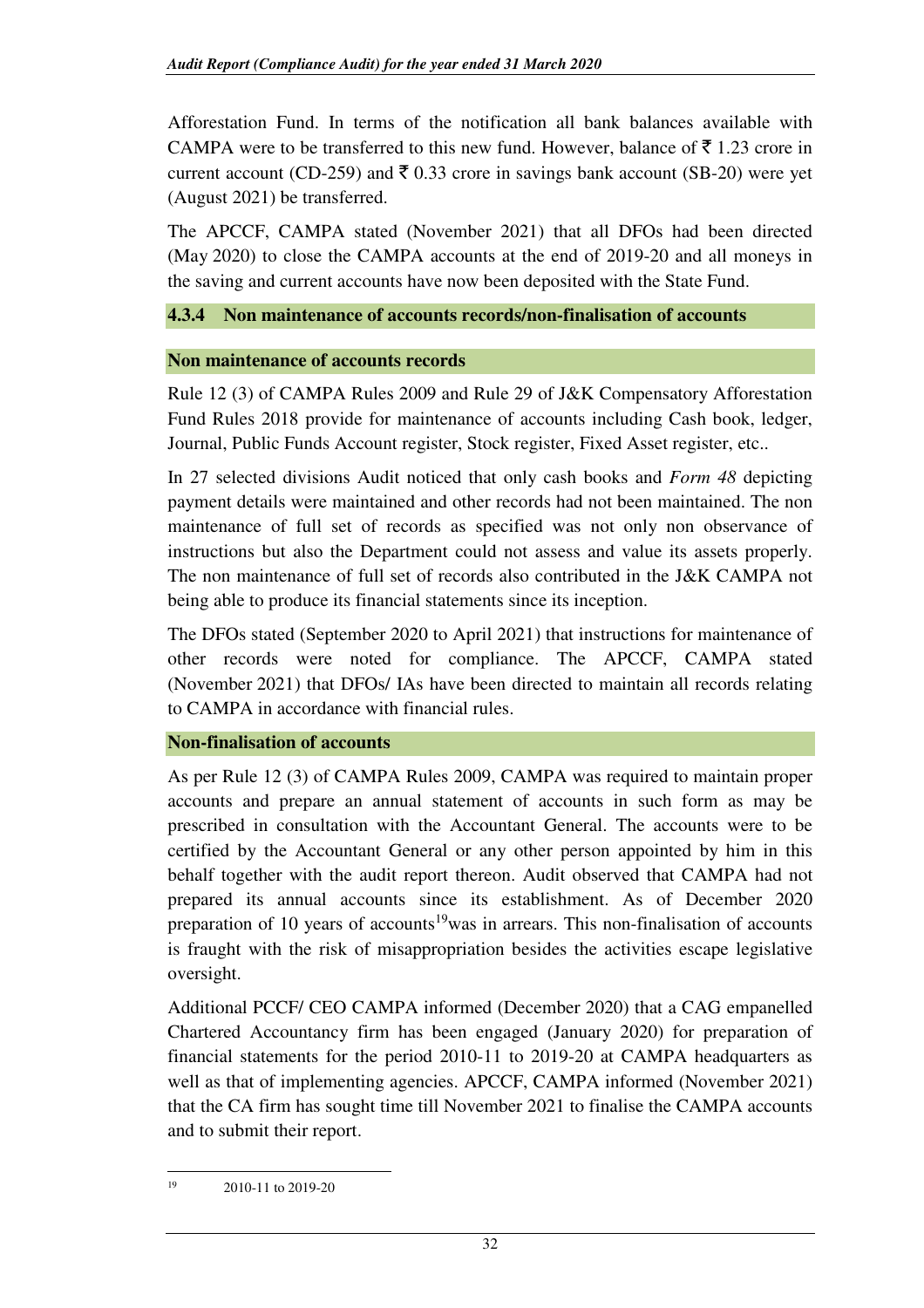Afforestation Fund. In terms of the notification all bank balances available with CAMPA were to be transferred to this new fund. However, balance of ₹ 1.23 crore in current account (CD-259) and ₹ 0.33 crore in savings bank account (SB-20) were yet (August 2021) be transferred.

The APCCF, CAMPA stated (November 2021) that all DFOs had been directed (May 2020) to close the CAMPA accounts at the end of 2019-20 and all moneys in the saving and current accounts have now been deposited with the State Fund.

### 4.3.4 Non maintenance of accounts records/non-finalisation of accounts

#### Non maintenance of accounts records

Rule 12 (3) of CAMPA Rules 2009 and Rule 29 of J&K Compensatory Afforestation Fund Rules 2018 provide for maintenance of accounts including Cash book, ledger, Journal, Public Funds Account register, Stock register, Fixed Asset register, etc..

In 27 selected divisions Audit noticed that only cash books and *Form 48* depicting payment details were maintained and other records had not been maintained. The non maintenance of full set of records as specified was not only non observance of instructions but also the Department could not assess and value its assets properly. The non maintenance of full set of records also contributed in the J&K CAMPA not being able to produce its financial statements since its inception.

The DFOs stated (September 2020 to April 2021) that instructions for maintenance of other records were noted for compliance. The APCCF, CAMPA stated (November 2021) that DFOs/ IAs have been directed to maintain all records relating to CAMPA in accordance with financial rules.

#### Non-finalisation of accounts

As per Rule 12 (3) of CAMPA Rules 2009, CAMPA was required to maintain proper accounts and prepare an annual statement of accounts in such form as may be prescribed in consultation with the Accountant General. The accounts were to be certified by the Accountant General or any other person appointed by him in this behalf together with the audit report thereon. Audit observed that CAMPA had not prepared its annual accounts since its establishment. As of December 2020 preparation of 10 years of accounts[19]was in arrears. This non-finalisation of accounts is fraught with the risk of misappropriation besides the activities escape legislative oversight.

Additional PCCF/ CEO CAMPA informed (December 2020) that a CAG empanelled Chartered Accountancy firm has been engaged (January 2020) for preparation of financial statements for the period 2010-11 to 2019-20 at CAMPA headquarters as well as that of implementing agencies. APCCF, CAMPA informed (November 2021) that the CA firm has sought time till November 2021 to finalise the CAMPA accounts and to submit their report.

---

[19] 2010-11 to 2019-20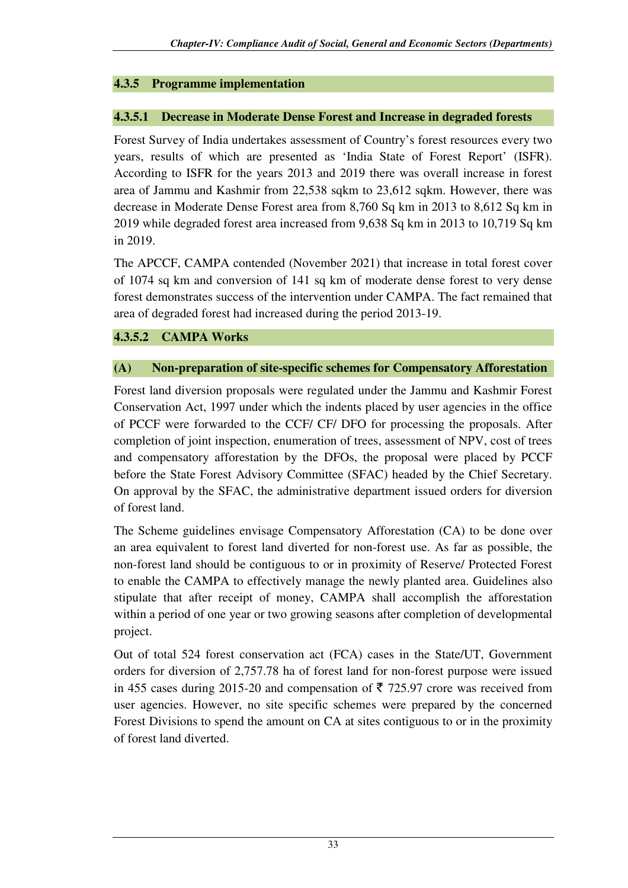### 4.3.5 Programme implementation

#### 4.3.5.1 Decrease in Moderate Dense Forest and Increase in degraded forests

Forest Survey of India undertakes assessment of Country's forest resources every two years, results of which are presented as 'India State of Forest Report' (ISFR). According to ISFR for the years 2013 and 2019 there was overall increase in forest area of Jammu and Kashmir from 22,538 sqkm to 23,612 sqkm. However, there was decrease in Moderate Dense Forest area from 8,760 Sq km in 2013 to 8,612 Sq km in 2019 while degraded forest area increased from 9,638 Sq km in 2013 to 10,719 Sq km in 2019.

The APCCF, CAMPA contended (November 2021) that increase in total forest cover of 1074 sq km and conversion of 141 sq km of moderate dense forest to very dense forest demonstrates success of the intervention under CAMPA. The fact remained that area of degraded forest had increased during the period 2013-19.

#### 4.3.5.2 CAMPA Works

##### (A) Non-preparation of site-specific schemes for Compensatory Afforestation

Forest land diversion proposals were regulated under the Jammu and Kashmir Forest Conservation Act, 1997 under which the indents placed by user agencies in the office of PCCF were forwarded to the CCF/ CF/ DFO for processing the proposals. After completion of joint inspection, enumeration of trees, assessment of NPV, cost of trees and compensatory afforestation by the DFOs, the proposal were placed by PCCF before the State Forest Advisory Committee (SFAC) headed by the Chief Secretary. On approval by the SFAC, the administrative department issued orders for diversion of forest land.

The Scheme guidelines envisage Compensatory Afforestation (CA) to be done over an area equivalent to forest land diverted for non-forest use. As far as possible, the non-forest land should be contiguous to or in proximity of Reserve/ Protected Forest to enable the CAMPA to effectively manage the newly planted area. Guidelines also stipulate that after receipt of money, CAMPA shall accomplish the afforestation within a period of one year or two growing seasons after completion of developmental project.

Out of total 524 forest conservation act (FCA) cases in the State/UT, Government orders for diversion of 2,757.78 ha of forest land for non-forest purpose were issued in 455 cases during 2015-20 and compensation of ₹ 725.97 crore was received from user agencies. However, no site specific schemes were prepared by the concerned Forest Divisions to spend the amount on CA at sites contiguous to or in the proximity of forest land diverted.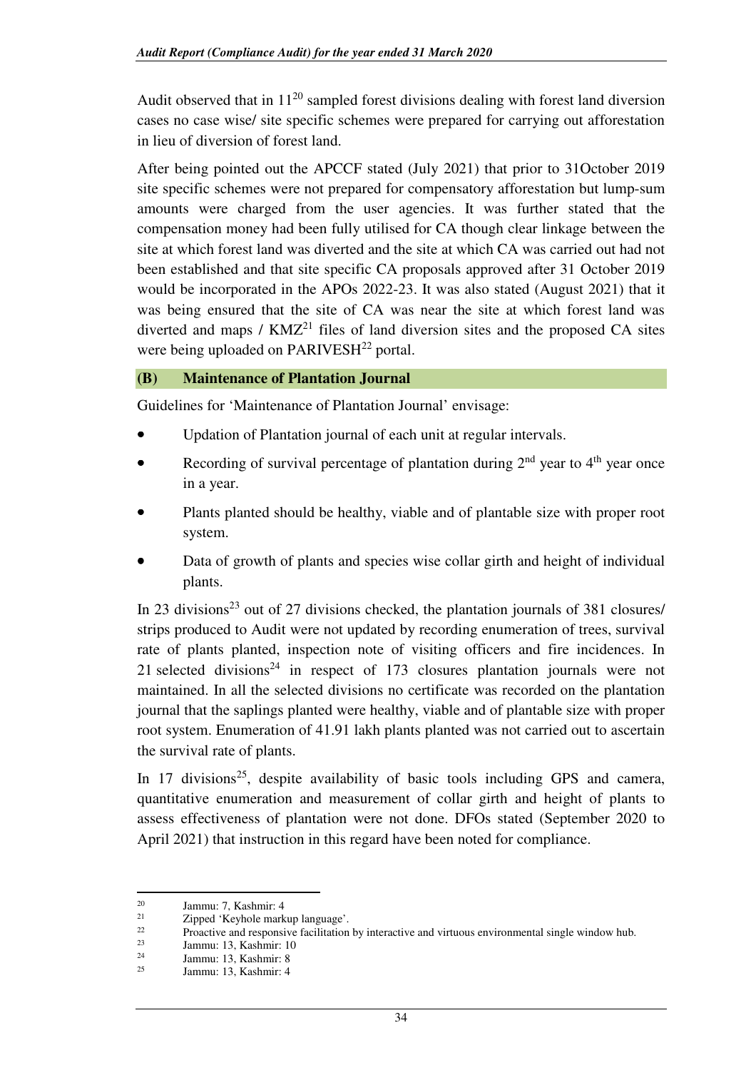Audit observed that in 11[20] sampled forest divisions dealing with forest land diversion cases no case wise/ site specific schemes were prepared for carrying out afforestation in lieu of diversion of forest land.

After being pointed out the APCCF stated (July 2021) that prior to 31October 2019 site specific schemes were not prepared for compensatory afforestation but lump-sum amounts were charged from the user agencies. It was further stated that the compensation money had been fully utilised for CA though clear linkage between the site at which forest land was diverted and the site at which CA was carried out had not been established and that site specific CA proposals approved after 31 October 2019 would be incorporated in the APOs 2022-23. It was also stated (August 2021) that it was being ensured that the site of CA was near the site at which forest land was diverted and maps / KMZ[21] files of land diversion sites and the proposed CA sites were being uploaded on PARIVESH[22] portal.

### (B) Maintenance of Plantation Journal

Guidelines for 'Maintenance of Plantation Journal' envisage:

- Updation of Plantation journal of each unit at regular intervals.
- Recording of survival percentage of plantation during 2nd year to 4th year once in a year.
- Plants planted should be healthy, viable and of plantable size with proper root system.
- Data of growth of plants and species wise collar girth and height of individual plants.

In 23 divisions[23] out of 27 divisions checked, the plantation journals of 381 closures/ strips produced to Audit were not updated by recording enumeration of trees, survival rate of plants planted, inspection note of visiting officers and fire incidences. In 21 selected divisions[24] in respect of 173 closures plantation journals were not maintained. In all the selected divisions no certificate was recorded on the plantation journal that the saplings planted were healthy, viable and of plantable size with proper root system. Enumeration of 41.91 lakh plants planted was not carried out to ascertain the survival rate of plants.

In 17 divisions[25], despite availability of basic tools including GPS and camera, quantitative enumeration and measurement of collar girth and height of plants to assess effectiveness of plantation were not done. DFOs stated (September 2020 to April 2021) that instruction in this regard have been noted for compliance.

---

[20] Jammu: 7, Kashmir: 4

[21] Zipped 'Keyhole markup language'.

[22] Proactive and responsive facilitation by interactive and virtuous environmental single window hub.

[23] Jammu: 13, Kashmir: 10

[24] Jammu: 13, Kashmir: 8

[25] Jammu: 13, Kashmir: 4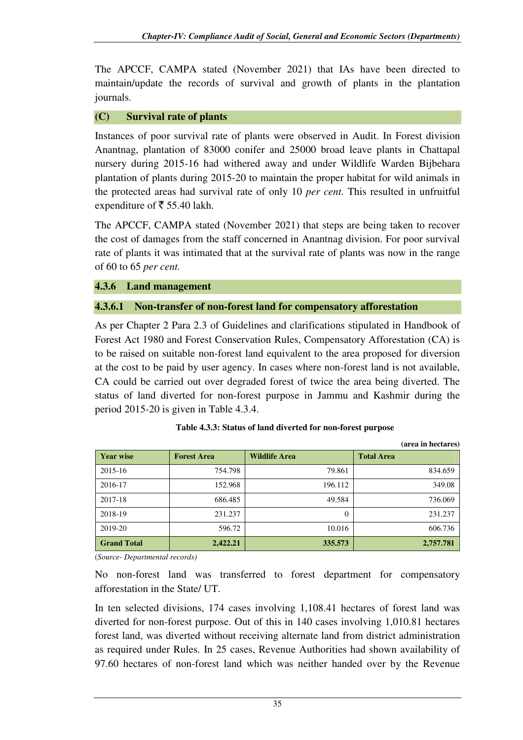The APCCF, CAMPA stated (November 2021) that IAs have been directed to maintain/update the records of survival and growth of plants in the plantation journals.

### (C) Survival rate of plants

Instances of poor survival rate of plants were observed in Audit. In Forest division Anantnag, plantation of 83000 conifer and 25000 broad leave plants in Chattapal nursery during 2015-16 had withered away and under Wildlife Warden Bijbehara plantation of plants during 2015-20 to maintain the proper habitat for wild animals in the protected areas had survival rate of only 10 *per cent.* This resulted in unfruitful expenditure of ₹ 55.40 lakh.

The APCCF, CAMPA stated (November 2021) that steps are being taken to recover the cost of damages from the staff concerned in Anantnag division. For poor survival rate of plants it was intimated that at the survival rate of plants was now in the range of 60 to 65 *per cent.*

## 4.3.6 Land management

### 4.3.6.1 Non-transfer of non-forest land for compensatory afforestation

As per Chapter 2 Para 2.3 of Guidelines and clarifications stipulated in Handbook of Forest Act 1980 and Forest Conservation Rules, Compensatory Afforestation (CA) is to be raised on suitable non-forest land equivalent to the area proposed for diversion at the cost to be paid by user agency. In cases where non-forest land is not available, CA could be carried out over degraded forest of twice the area being diverted. The status of land diverted for non-forest purpose in Jammu and Kashmir during the period 2015-20 is given in Table 4.3.4.

**Table 4.3.3: Status of land diverted for non-forest purpose**

(area in hectares)

| Year wise | Forest Area | Wildlife Area | Total Area |
|---|---|---|---|
| 2015-16 | 754.798 | 79.861 | 834.659 |
| 2016-17 | 152.968 | 196.112 | 349.08 |
| 2017-18 | 686.485 | 49.584 | 736.069 |
| 2018-19 | 231.237 | 0 | 231.237 |
| 2019-20 | 596.72 | 10.016 | 606.736 |
| **Grand Total** | **2,422.21** | **335.573** | **2,757.781** |

(*Source- Departmental records)*

No non-forest land was transferred to forest department for compensatory afforestation in the State/ UT.

In ten selected divisions, 174 cases involving 1,108.41 hectares of forest land was diverted for non-forest purpose. Out of this in 140 cases involving 1,010.81 hectares forest land, was diverted without receiving alternate land from district administration as required under Rules. In 25 cases, Revenue Authorities had shown availability of 97.60 hectares of non-forest land which was neither handed over by the Revenue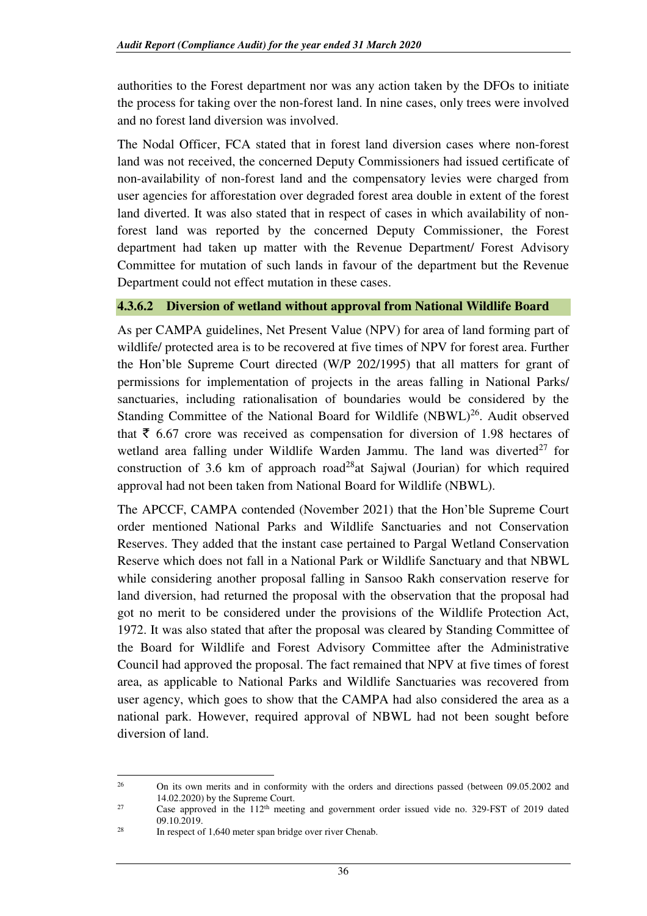authorities to the Forest department nor was any action taken by the DFOs to initiate the process for taking over the non-forest land. In nine cases, only trees were involved and no forest land diversion was involved.

The Nodal Officer, FCA stated that in forest land diversion cases where non-forest land was not received, the concerned Deputy Commissioners had issued certificate of non-availability of non-forest land and the compensatory levies were charged from user agencies for afforestation over degraded forest area double in extent of the forest land diverted. It was also stated that in respect of cases in which availability of non-forest land was reported by the concerned Deputy Commissioner, the Forest department had taken up matter with the Revenue Department/ Forest Advisory Committee for mutation of such lands in favour of the department but the Revenue Department could not effect mutation in these cases.

#### 4.3.6.2 Diversion of wetland without approval from National Wildlife Board

As per CAMPA guidelines, Net Present Value (NPV) for area of land forming part of wildlife/ protected area is to be recovered at five times of NPV for forest area. Further the Hon'ble Supreme Court directed (W/P 202/1995) that all matters for grant of permissions for implementation of projects in the areas falling in National Parks/ sanctuaries, including rationalisation of boundaries would be considered by the Standing Committee of the National Board for Wildlife (NBWL)[26]. Audit observed that ₹ 6.67 crore was received as compensation for diversion of 1.98 hectares of wetland area falling under Wildlife Warden Jammu. The land was diverted[27] for construction of 3.6 km of approach road[28] at Sajwal (Jourian) for which required approval had not been taken from National Board for Wildlife (NBWL).

The APCCF, CAMPA contended (November 2021) that the Hon'ble Supreme Court order mentioned National Parks and Wildlife Sanctuaries and not Conservation Reserves. They added that the instant case pertained to Pargal Wetland Conservation Reserve which does not fall in a National Park or Wildlife Sanctuary and that NBWL while considering another proposal falling in Sansoo Rakh conservation reserve for land diversion, had returned the proposal with the observation that the proposal had got no merit to be considered under the provisions of the Wildlife Protection Act, 1972. It was also stated that after the proposal was cleared by Standing Committee of the Board for Wildlife and Forest Advisory Committee after the Administrative Council had approved the proposal. The fact remained that NPV at five times of forest area, as applicable to National Parks and Wildlife Sanctuaries was recovered from user agency, which goes to show that the CAMPA had also considered the area as a national park. However, required approval of NBWL had not been sought before diversion of land.

---

[26] On its own merits and in conformity with the orders and directions passed (between 09.05.2002 and 14.02.2020) by the Supreme Court.

[27] Case approved in the 112th meeting and government order issued vide no. 329-FST of 2019 dated 09.10.2019.

[28] In respect of 1,640 meter span bridge over river Chenab.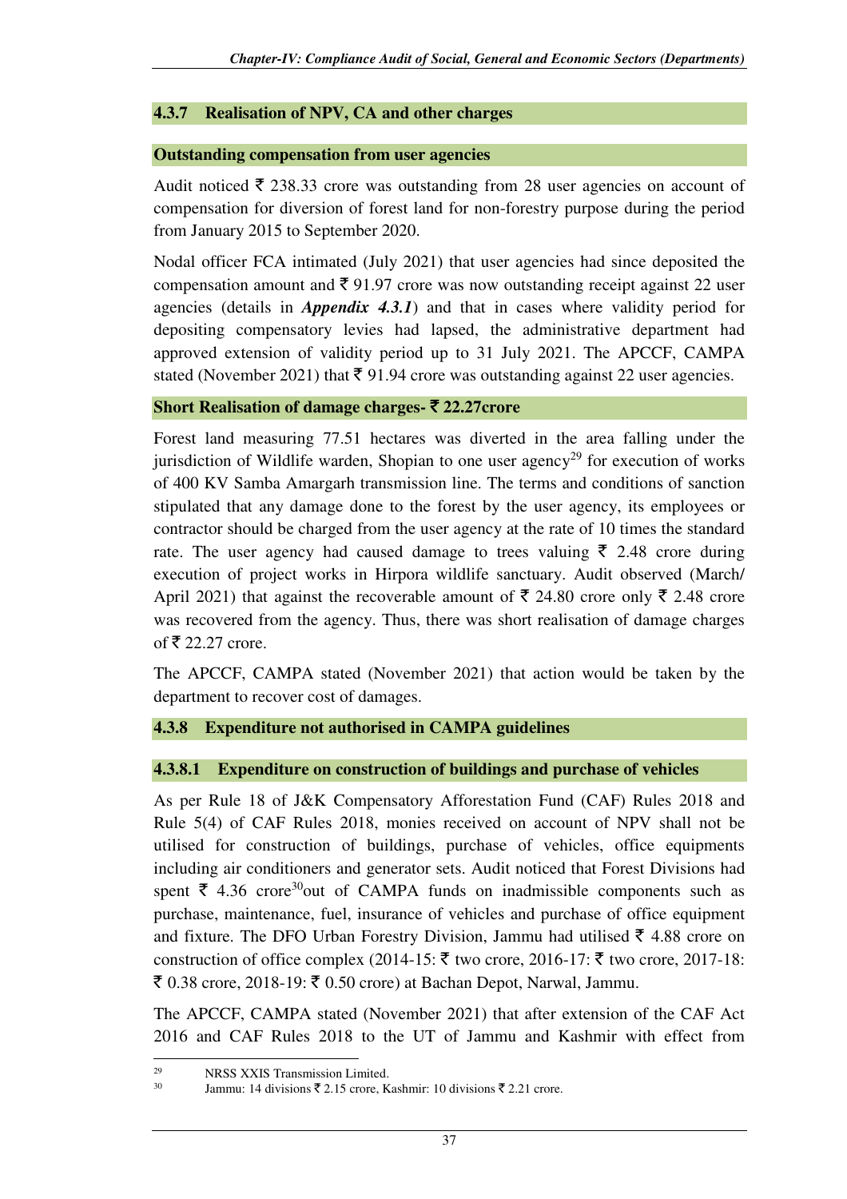### 4.3.7 Realisation of NPV, CA and other charges

#### Outstanding compensation from user agencies

Audit noticed ₹ 238.33 crore was outstanding from 28 user agencies on account of compensation for diversion of forest land for non-forestry purpose during the period from January 2015 to September 2020.

Nodal officer FCA intimated (July 2021) that user agencies had since deposited the compensation amount and ₹ 91.97 crore was now outstanding receipt against 22 user agencies (details in ***Appendix 4.3.1***) and that in cases where validity period for depositing compensatory levies had lapsed, the administrative department had approved extension of validity period up to 31 July 2021. The APCCF, CAMPA stated (November 2021) that ₹ 91.94 crore was outstanding against 22 user agencies.

#### Short Realisation of damage charges- ₹ 22.27crore

Forest land measuring 77.51 hectares was diverted in the area falling under the jurisdiction of Wildlife warden, Shopian to one user agency[29] for execution of works of 400 KV Samba Amargarh transmission line. The terms and conditions of sanction stipulated that any damage done to the forest by the user agency, its employees or contractor should be charged from the user agency at the rate of 10 times the standard rate. The user agency had caused damage to trees valuing ₹ 2.48 crore during execution of project works in Hirpora wildlife sanctuary. Audit observed (March/ April 2021) that against the recoverable amount of ₹ 24.80 crore only ₹ 2.48 crore was recovered from the agency. Thus, there was short realisation of damage charges of ₹ 22.27 crore.

The APCCF, CAMPA stated (November 2021) that action would be taken by the department to recover cost of damages.

### 4.3.8 Expenditure not authorised in CAMPA guidelines

#### 4.3.8.1 Expenditure on construction of buildings and purchase of vehicles

As per Rule 18 of J&K Compensatory Afforestation Fund (CAF) Rules 2018 and Rule 5(4) of CAF Rules 2018, monies received on account of NPV shall not be utilised for construction of buildings, purchase of vehicles, office equipments including air conditioners and generator sets. Audit noticed that Forest Divisions had spent ₹ 4.36 crore[30]out of CAMPA funds on inadmissible components such as purchase, maintenance, fuel, insurance of vehicles and purchase of office equipment and fixture. The DFO Urban Forestry Division, Jammu had utilised ₹ 4.88 crore on construction of office complex (2014-15: ₹ two crore, 2016-17: ₹ two crore, 2017-18: ₹ 0.38 crore, 2018-19: ₹ 0.50 crore) at Bachan Depot, Narwal, Jammu.

The APCCF, CAMPA stated (November 2021) that after extension of the CAF Act 2016 and CAF Rules 2018 to the UT of Jammu and Kashmir with effect from

---

[29] NRSS XXIS Transmission Limited.

[30] Jammu: 14 divisions ₹ 2.15 crore, Kashmir: 10 divisions ₹ 2.21 crore.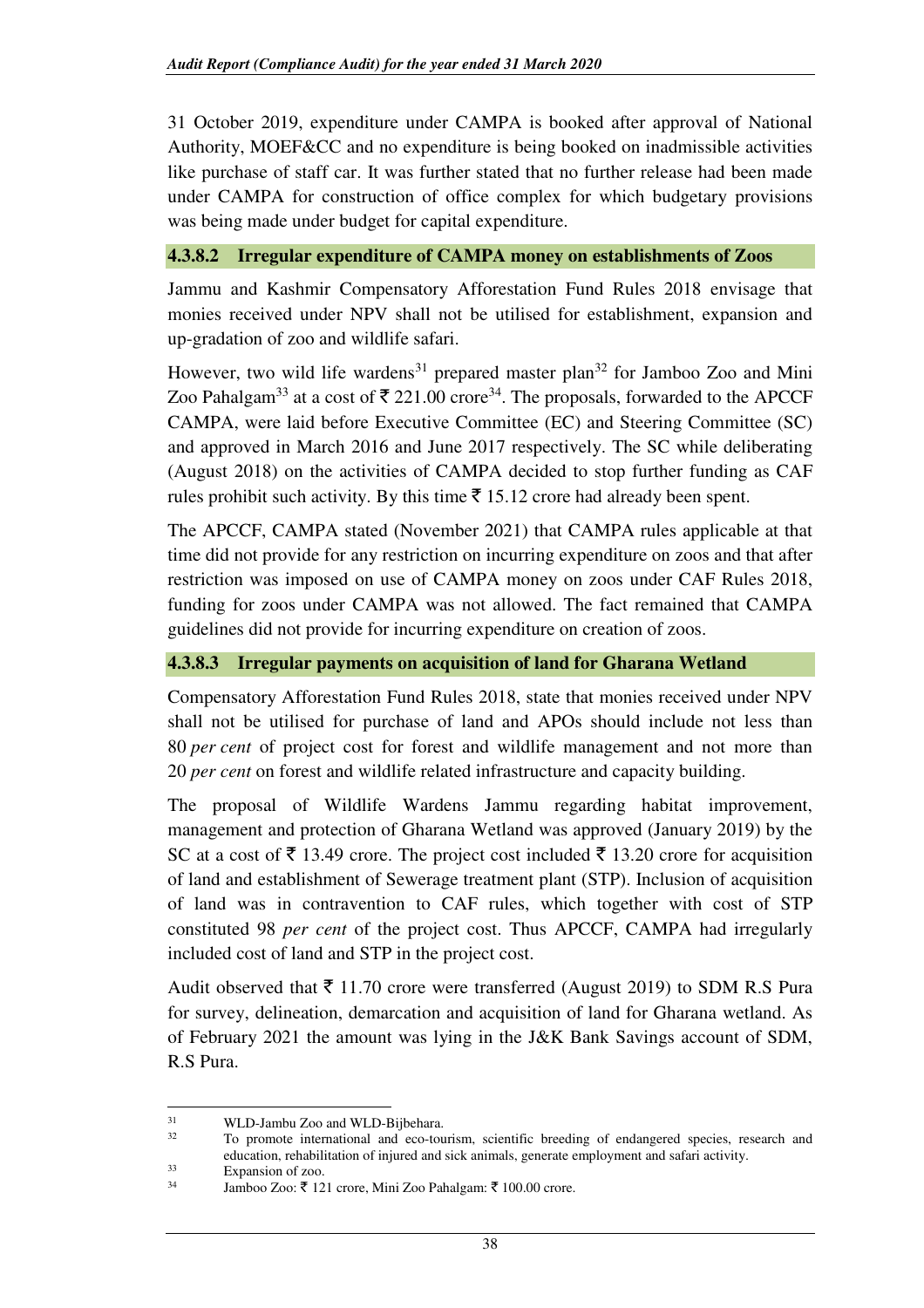31 October 2019, expenditure under CAMPA is booked after approval of National Authority, MOEF&CC and no expenditure is being booked on inadmissible activities like purchase of staff car. It was further stated that no further release had been made under CAMPA for construction of office complex for which budgetary provisions was being made under budget for capital expenditure.

#### 4.3.8.2 Irregular expenditure of CAMPA money on establishments of Zoos

Jammu and Kashmir Compensatory Afforestation Fund Rules 2018 envisage that monies received under NPV shall not be utilised for establishment, expansion and up-gradation of zoo and wildlife safari.

However, two wild life wardens[31] prepared master plan[32] for Jamboo Zoo and Mini Zoo Pahalgam[33] at a cost of ₹ 221.00 crore[34]. The proposals, forwarded to the APCCF CAMPA, were laid before Executive Committee (EC) and Steering Committee (SC) and approved in March 2016 and June 2017 respectively. The SC while deliberating (August 2018) on the activities of CAMPA decided to stop further funding as CAF rules prohibit such activity. By this time ₹ 15.12 crore had already been spent.

The APCCF, CAMPA stated (November 2021) that CAMPA rules applicable at that time did not provide for any restriction on incurring expenditure on zoos and that after restriction was imposed on use of CAMPA money on zoos under CAF Rules 2018, funding for zoos under CAMPA was not allowed. The fact remained that CAMPA guidelines did not provide for incurring expenditure on creation of zoos.

#### 4.3.8.3 Irregular payments on acquisition of land for Gharana Wetland

Compensatory Afforestation Fund Rules 2018, state that monies received under NPV shall not be utilised for purchase of land and APOs should include not less than 80 *per cent* of project cost for forest and wildlife management and not more than 20 *per cent* on forest and wildlife related infrastructure and capacity building.

The proposal of Wildlife Wardens Jammu regarding habitat improvement, management and protection of Gharana Wetland was approved (January 2019) by the SC at a cost of ₹ 13.49 crore. The project cost included ₹ 13.20 crore for acquisition of land and establishment of Sewerage treatment plant (STP). Inclusion of acquisition of land was in contravention to CAF rules, which together with cost of STP constituted 98 *per cent* of the project cost. Thus APCCF, CAMPA had irregularly included cost of land and STP in the project cost.

Audit observed that ₹ 11.70 crore were transferred (August 2019) to SDM R.S Pura for survey, delineation, demarcation and acquisition of land for Gharana wetland. As of February 2021 the amount was lying in the J&K Bank Savings account of SDM, R.S Pura.

---

[31] WLD-Jambu Zoo and WLD-Bijbehara.

[32] To promote international and eco-tourism, scientific breeding of endangered species, research and education, rehabilitation of injured and sick animals, generate employment and safari activity.

[33] Expansion of zoo.

[34] Jamboo Zoo: ₹ 121 crore, Mini Zoo Pahalgam: ₹ 100.00 crore.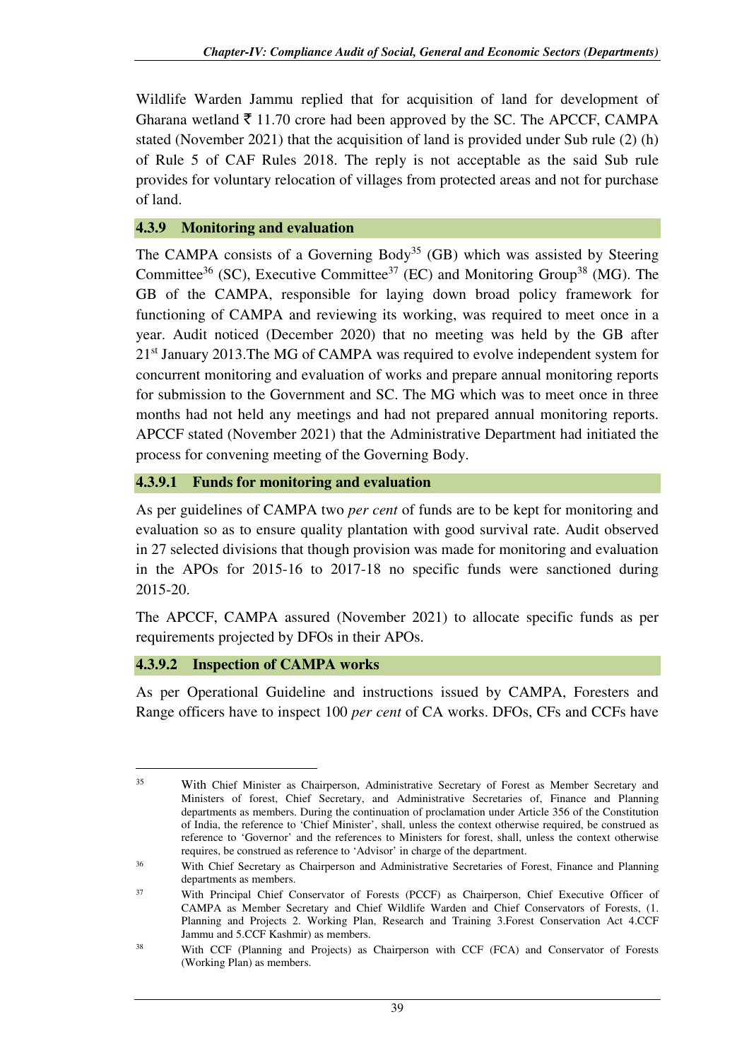Wildlife Warden Jammu replied that for acquisition of land for development of Gharana wetland ₹ 11.70 crore had been approved by the SC. The APCCF, CAMPA stated (November 2021) that the acquisition of land is provided under Sub rule (2) (h) of Rule 5 of CAF Rules 2018. The reply is not acceptable as the said Sub rule provides for voluntary relocation of villages from protected areas and not for purchase of land.

### 4.3.9 Monitoring and evaluation

The CAMPA consists of a Governing Body[35] (GB) which was assisted by Steering Committee[36] (SC), Executive Committee[37] (EC) and Monitoring Group[38] (MG). The GB of the CAMPA, responsible for laying down broad policy framework for functioning of CAMPA and reviewing its working, was required to meet once in a year. Audit noticed (December 2020) that no meeting was held by the GB after 21st January 2013.The MG of CAMPA was required to evolve independent system for concurrent monitoring and evaluation of works and prepare annual monitoring reports for submission to the Government and SC. The MG which was to meet once in three months had not held any meetings and had not prepared annual monitoring reports. APCCF stated (November 2021) that the Administrative Department had initiated the process for convening meeting of the Governing Body.

#### 4.3.9.1 Funds for monitoring and evaluation

As per guidelines of CAMPA two *per cent* of funds are to be kept for monitoring and evaluation so as to ensure quality plantation with good survival rate. Audit observed in 27 selected divisions that though provision was made for monitoring and evaluation in the APOs for 2015-16 to 2017-18 no specific funds were sanctioned during 2015-20.

The APCCF, CAMPA assured (November 2021) to allocate specific funds as per requirements projected by DFOs in their APOs.

#### 4.3.9.2 Inspection of CAMPA works

As per Operational Guideline and instructions issued by CAMPA, Foresters and Range officers have to inspect 100 *per cent* of CA works. DFOs, CFs and CCFs have

---

[35] With Chief Minister as Chairperson, Administrative Secretary of Forest as Member Secretary and Ministers of forest, Chief Secretary, and Administrative Secretaries of, Finance and Planning departments as members. During the continuation of proclamation under Article 356 of the Constitution of India, the reference to 'Chief Minister', shall, unless the context otherwise required, be construed as reference to 'Governor' and the references to Ministers for forest, shall, unless the context otherwise requires, be construed as reference to 'Advisor' in charge of the department.

[36] With Chief Secretary as Chairperson and Administrative Secretaries of Forest, Finance and Planning departments as members.

[37] With Principal Chief Conservator of Forests (PCCF) as Chairperson, Chief Executive Officer of CAMPA as Member Secretary and Chief Wildlife Warden and Chief Conservators of Forests, (1. Planning and Projects 2. Working Plan, Research and Training 3.Forest Conservation Act 4.CCF Jammu and 5.CCF Kashmir) as members.

[38] With CCF (Planning and Projects) as Chairperson with CCF (FCA) and Conservator of Forests (Working Plan) as members.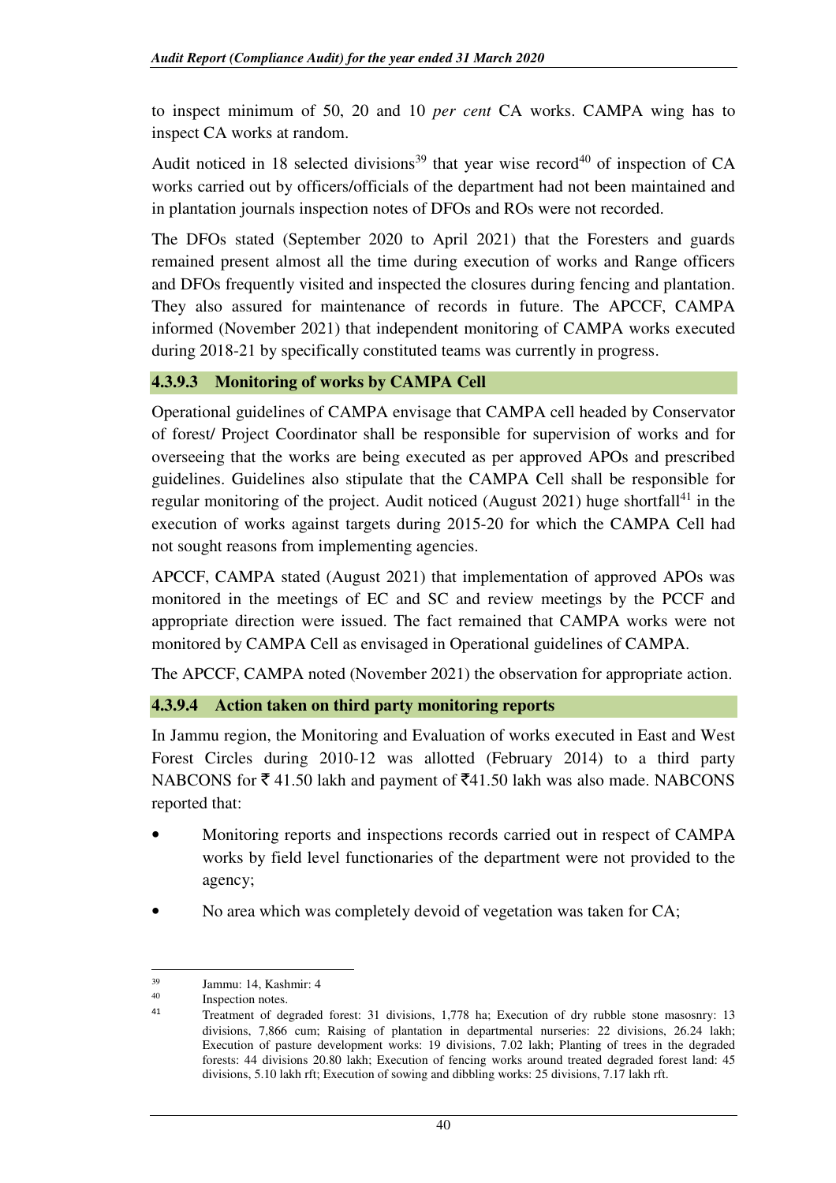to inspect minimum of 50, 20 and 10 *per cent* CA works. CAMPA wing has to inspect CA works at random.

Audit noticed in 18 selected divisions[39] that year wise record[40] of inspection of CA works carried out by officers/officials of the department had not been maintained and in plantation journals inspection notes of DFOs and ROs were not recorded.

The DFOs stated (September 2020 to April 2021) that the Foresters and guards remained present almost all the time during execution of works and Range officers and DFOs frequently visited and inspected the closures during fencing and plantation. They also assured for maintenance of records in future. The APCCF, CAMPA informed (November 2021) that independent monitoring of CAMPA works executed during 2018-21 by specifically constituted teams was currently in progress.

#### 4.3.9.3 Monitoring of works by CAMPA Cell

Operational guidelines of CAMPA envisage that CAMPA cell headed by Conservator of forest/ Project Coordinator shall be responsible for supervision of works and for overseeing that the works are being executed as per approved APOs and prescribed guidelines. Guidelines also stipulate that the CAMPA Cell shall be responsible for regular monitoring of the project. Audit noticed (August 2021) huge shortfall[41] in the execution of works against targets during 2015-20 for which the CAMPA Cell had not sought reasons from implementing agencies.

APCCF, CAMPA stated (August 2021) that implementation of approved APOs was monitored in the meetings of EC and SC and review meetings by the PCCF and appropriate direction were issued. The fact remained that CAMPA works were not monitored by CAMPA Cell as envisaged in Operational guidelines of CAMPA.

The APCCF, CAMPA noted (November 2021) the observation for appropriate action.

#### 4.3.9.4 Action taken on third party monitoring reports

In Jammu region, the Monitoring and Evaluation of works executed in East and West Forest Circles during 2010-12 was allotted (February 2014) to a third party NABCONS for ₹ 41.50 lakh and payment of ₹41.50 lakh was also made. NABCONS reported that:

- Monitoring reports and inspections records carried out in respect of CAMPA works by field level functionaries of the department were not provided to the agency;
- No area which was completely devoid of vegetation was taken for CA;

---

[39] Jammu: 14, Kashmir: 4

[40] Inspection notes.

[41] Treatment of degraded forest: 31 divisions, 1,778 ha; Execution of dry rubble stone masosnry: 13 divisions, 7,866 cum; Raising of plantation in departmental nurseries: 22 divisions, 26.24 lakh; Execution of pasture development works: 19 divisions, 7.02 lakh; Planting of trees in the degraded forests: 44 divisions 20.80 lakh; Execution of fencing works around treated degraded forest land: 45 divisions, 5.10 lakh rft; Execution of sowing and dibbling works: 25 divisions, 7.17 lakh rft.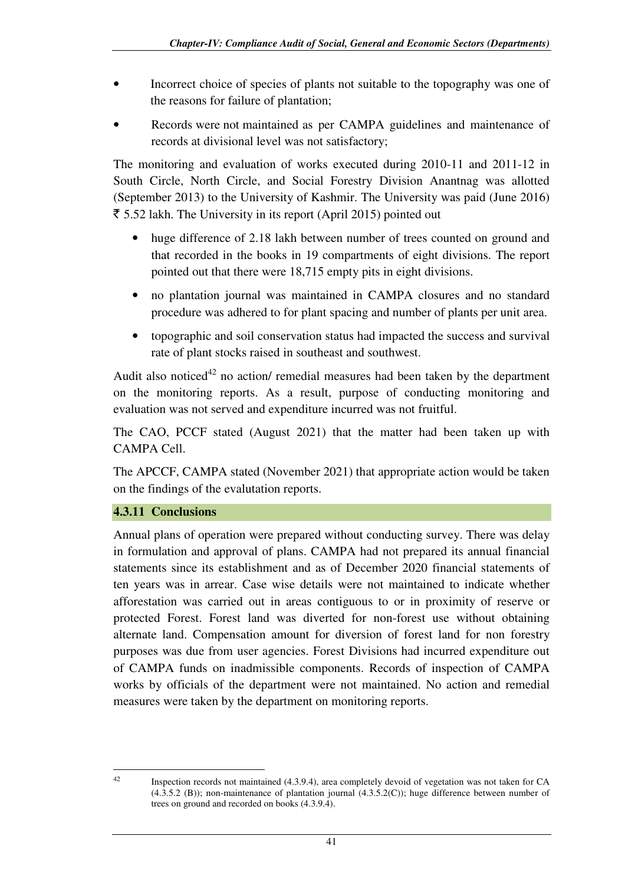- Incorrect choice of species of plants not suitable to the topography was one of the reasons for failure of plantation;
- Records were not maintained as per CAMPA guidelines and maintenance of records at divisional level was not satisfactory;

The monitoring and evaluation of works executed during 2010-11 and 2011-12 in South Circle, North Circle, and Social Forestry Division Anantnag was allotted (September 2013) to the University of Kashmir. The University was paid (June 2016) ₹ 5.52 lakh. The University in its report (April 2015) pointed out

- huge difference of 2.18 lakh between number of trees counted on ground and that recorded in the books in 19 compartments of eight divisions. The report pointed out that there were 18,715 empty pits in eight divisions.
- no plantation journal was maintained in CAMPA closures and no standard procedure was adhered to for plant spacing and number of plants per unit area.
- topographic and soil conservation status had impacted the success and survival rate of plant stocks raised in southeast and southwest.

Audit also noticed[42] no action/ remedial measures had been taken by the department on the monitoring reports. As a result, purpose of conducting monitoring and evaluation was not served and expenditure incurred was not fruitful.

The CAO, PCCF stated (August 2021) that the matter had been taken up with CAMPA Cell.

The APCCF, CAMPA stated (November 2021) that appropriate action would be taken on the findings of the evalutation reports.

### 4.3.11 Conclusions

Annual plans of operation were prepared without conducting survey. There was delay in formulation and approval of plans. CAMPA had not prepared its annual financial statements since its establishment and as of December 2020 financial statements of ten years was in arrear. Case wise details were not maintained to indicate whether afforestation was carried out in areas contiguous to or in proximity of reserve or protected Forest. Forest land was diverted for non-forest use without obtaining alternate land. Compensation amount for diversion of forest land for non forestry purposes was due from user agencies. Forest Divisions had incurred expenditure out of CAMPA funds on inadmissible components. Records of inspection of CAMPA works by officials of the department were not maintained. No action and remedial measures were taken by the department on monitoring reports.

---

[42] Inspection records not maintained (4.3.9.4), area completely devoid of vegetation was not taken for CA (4.3.5.2 (B)); non-maintenance of plantation journal (4.3.5.2(C)); huge difference between number of trees on ground and recorded on books (4.3.9.4).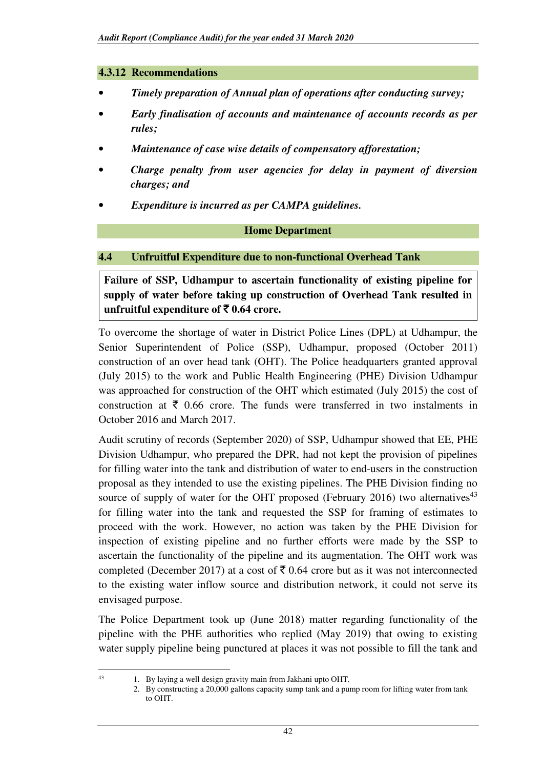### 4.3.12 Recommendations

- ***Timely preparation of Annual plan of operations after conducting survey;***
- ***Early finalisation of accounts and maintenance of accounts records as per rules;***
- ***Maintenance of case wise details of compensatory afforestation;***
- ***Charge penalty from user agencies for delay in payment of diversion charges; and***
- ***Expenditure is incurred as per CAMPA guidelines.***

## Home Department

### 4.4 Unfruitful Expenditure due to non-functional Overhead Tank

**Failure of SSP, Udhampur to ascertain functionality of existing pipeline for supply of water before taking up construction of Overhead Tank resulted in unfruitful expenditure of ₹ 0.64 crore.**

To overcome the shortage of water in District Police Lines (DPL) at Udhampur, the Senior Superintendent of Police (SSP), Udhampur, proposed (October 2011) construction of an over head tank (OHT). The Police headquarters granted approval (July 2015) to the work and Public Health Engineering (PHE) Division Udhampur was approached for construction of the OHT which estimated (July 2015) the cost of construction at ₹ 0.66 crore. The funds were transferred in two instalments in October 2016 and March 2017.

Audit scrutiny of records (September 2020) of SSP, Udhampur showed that EE, PHE Division Udhampur, who prepared the DPR, had not kept the provision of pipelines for filling water into the tank and distribution of water to end-users in the construction proposal as they intended to use the existing pipelines. The PHE Division finding no source of supply of water for the OHT proposed (February 2016) two alternatives[43] for filling water into the tank and requested the SSP for framing of estimates to proceed with the work. However, no action was taken by the PHE Division for inspection of existing pipeline and no further efforts were made by the SSP to ascertain the functionality of the pipeline and its augmentation. The OHT work was completed (December 2017) at a cost of ₹ 0.64 crore but as it was not interconnected to the existing water inflow source and distribution network, it could not serve its envisaged purpose.

The Police Department took up (June 2018) matter regarding functionality of the pipeline with the PHE authorities who replied (May 2019) that owing to existing water supply pipeline being punctured at places it was not possible to fill the tank and

---

[43] 1. By laying a well design gravity main from Jakhani upto OHT.
2. By constructing a 20,000 gallons capacity sump tank and a pump room for lifting water from tank to OHT.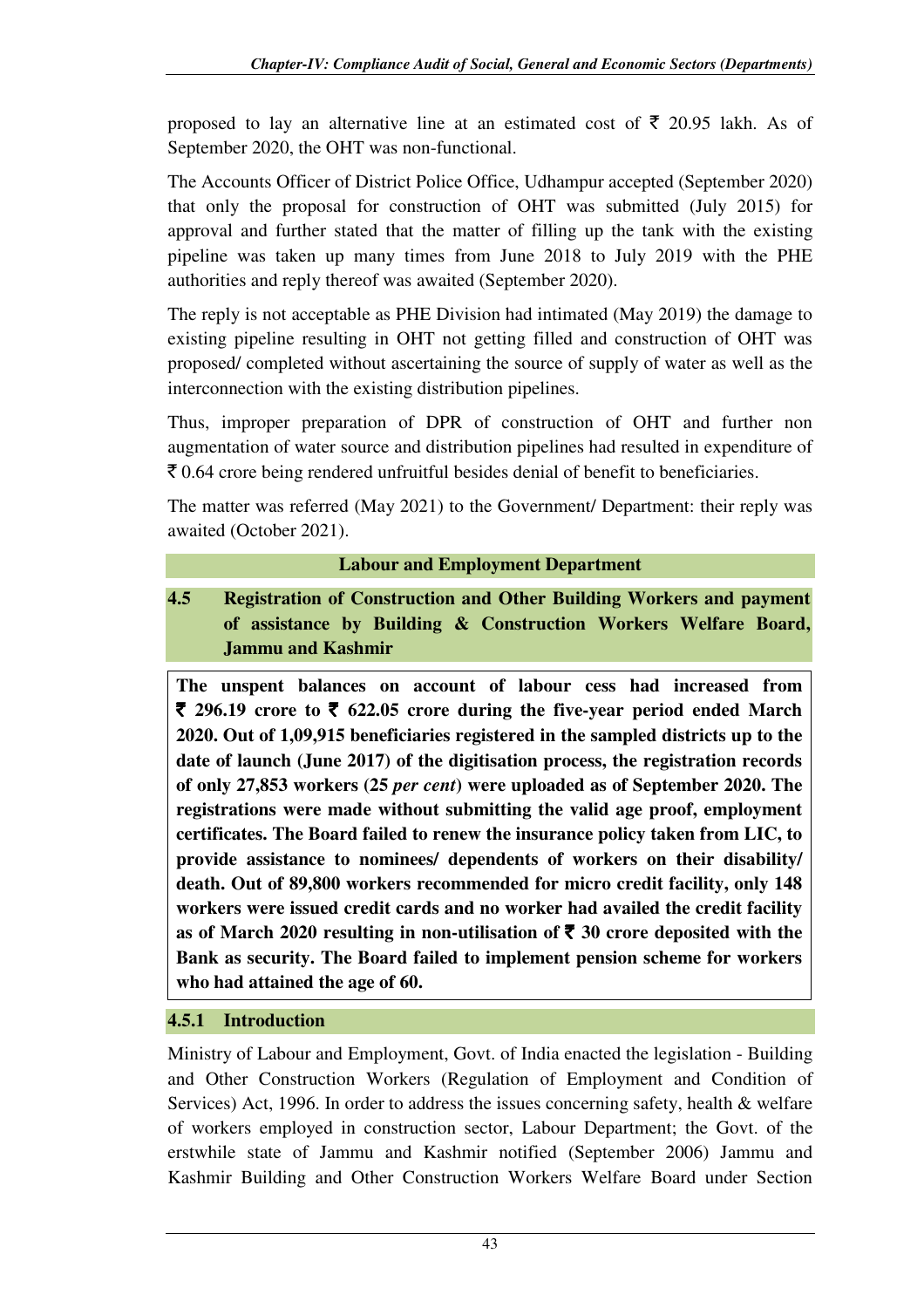proposed to lay an alternative line at an estimated cost of ₹ 20.95 lakh. As of September 2020, the OHT was non-functional.

The Accounts Officer of District Police Office, Udhampur accepted (September 2020) that only the proposal for construction of OHT was submitted (July 2015) for approval and further stated that the matter of filling up the tank with the existing pipeline was taken up many times from June 2018 to July 2019 with the PHE authorities and reply thereof was awaited (September 2020).

The reply is not acceptable as PHE Division had intimated (May 2019) the damage to existing pipeline resulting in OHT not getting filled and construction of OHT was proposed/ completed without ascertaining the source of supply of water as well as the interconnection with the existing distribution pipelines.

Thus, improper preparation of DPR of construction of OHT and further non augmentation of water source and distribution pipelines had resulted in expenditure of ₹ 0.64 crore being rendered unfruitful besides denial of benefit to beneficiaries.

The matter was referred (May 2021) to the Government/ Department: their reply was awaited (October 2021).

## Labour and Employment Department

### 4.5 Registration of Construction and Other Building Workers and payment of assistance by Building & Construction Workers Welfare Board, Jammu and Kashmir

**The unspent balances on account of labour cess had increased from ₹ 296.19 crore to ₹ 622.05 crore during the five-year period ended March 2020. Out of 1,09,915 beneficiaries registered in the sampled districts up to the date of launch (June 2017) of the digitisation process, the registration records of only 27,853 workers (25 *per cent*) were uploaded as of September 2020. The registrations were made without submitting the valid age proof, employment certificates. The Board failed to renew the insurance policy taken from LIC, to provide assistance to nominees/ dependents of workers on their disability/ death. Out of 89,800 workers recommended for micro credit facility, only 148 workers were issued credit cards and no worker had availed the credit facility as of March 2020 resulting in non-utilisation of ₹ 30 crore deposited with the Bank as security. The Board failed to implement pension scheme for workers who had attained the age of 60.**

#### 4.5.1 Introduction

Ministry of Labour and Employment, Govt. of India enacted the legislation - Building and Other Construction Workers (Regulation of Employment and Condition of Services) Act, 1996. In order to address the issues concerning safety, health & welfare of workers employed in construction sector, Labour Department; the Govt. of the erstwhile state of Jammu and Kashmir notified (September 2006) Jammu and Kashmir Building and Other Construction Workers Welfare Board under Section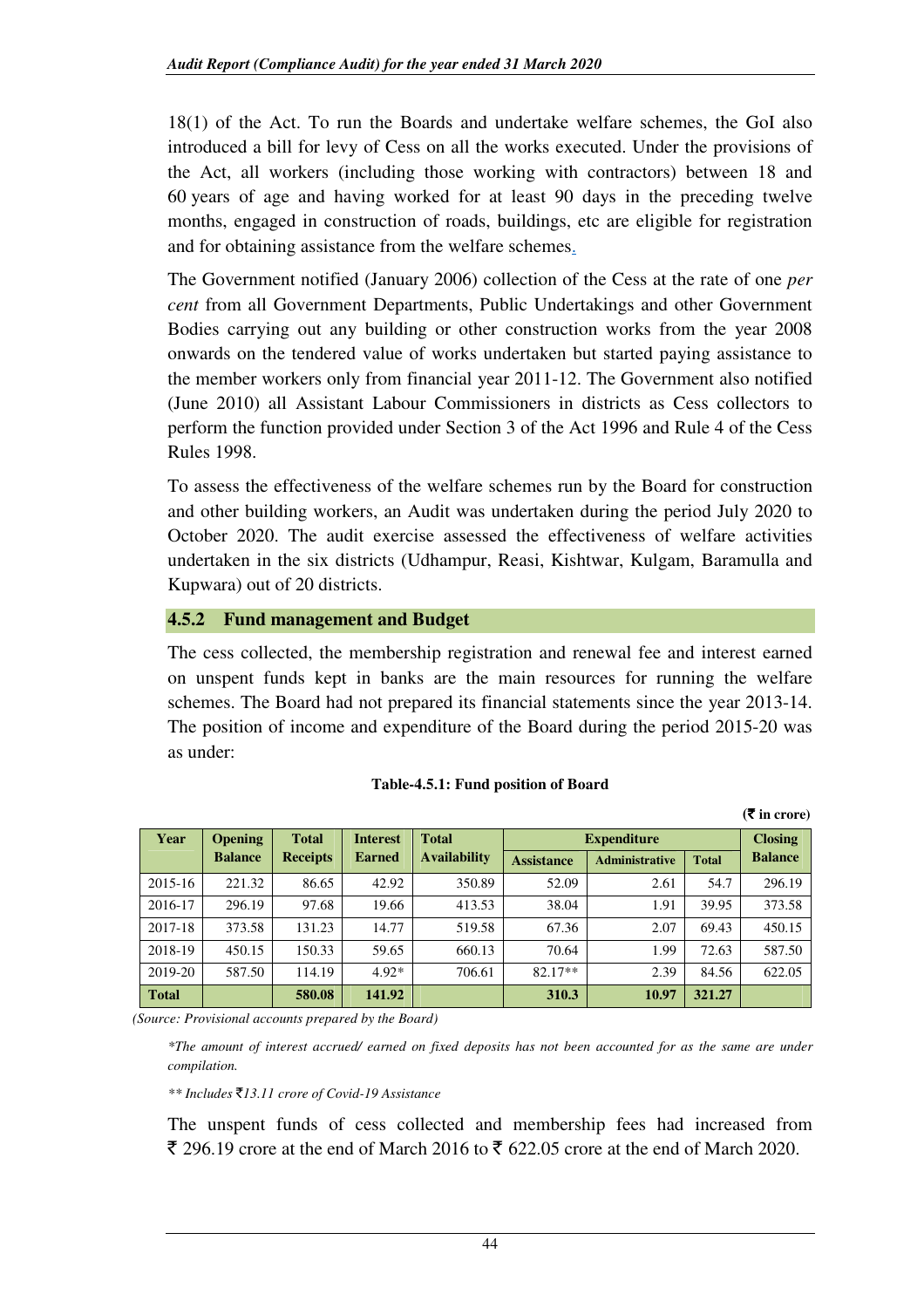18(1) of the Act. To run the Boards and undertake welfare schemes, the GoI also introduced a bill for levy of Cess on all the works executed. Under the provisions of the Act, all workers (including those working with contractors) between 18 and 60 years of age and having worked for at least 90 days in the preceding twelve months, engaged in construction of roads, buildings, etc are eligible for registration and for obtaining assistance from the welfare schemes.

The Government notified (January 2006) collection of the Cess at the rate of one *per cent* from all Government Departments, Public Undertakings and other Government Bodies carrying out any building or other construction works from the year 2008 onwards on the tendered value of works undertaken but started paying assistance to the member workers only from financial year 2011-12. The Government also notified (June 2010) all Assistant Labour Commissioners in districts as Cess collectors to perform the function provided under Section 3 of the Act 1996 and Rule 4 of the Cess Rules 1998.

To assess the effectiveness of the welfare schemes run by the Board for construction and other building workers, an Audit was undertaken during the period July 2020 to October 2020. The audit exercise assessed the effectiveness of welfare activities undertaken in the six districts (Udhampur, Reasi, Kishtwar, Kulgam, Baramulla and Kupwara) out of 20 districts.

### 4.5.2 Fund management and Budget

The cess collected, the membership registration and renewal fee and interest earned on unspent funds kept in banks are the main resources for running the welfare schemes. The Board had not prepared its financial statements since the year 2013-14. The position of income and expenditure of the Board during the period 2015-20 was as under:

**Table-4.5.1: Fund position of Board**

**(₹ in crore)**

| Year | Opening Balance | Total Receipts | Interest Earned | Total Availability | Expenditure | | | Closing Balance |
|---|---|---|---|---|---|---|---|---|
| | | | | | Assistance | Administrative | Total | |
| 2015-16 | 221.32 | 86.65 | 42.92 | 350.89 | 52.09 | 2.61 | 54.7 | 296.19 |
| 2016-17 | 296.19 | 97.68 | 19.66 | 413.53 | 38.04 | 1.91 | 39.95 | 373.58 |
| 2017-18 | 373.58 | 131.23 | 14.77 | 519.58 | 67.36 | 2.07 | 69.43 | 450.15 |
| 2018-19 | 450.15 | 150.33 | 59.65 | 660.13 | 70.64 | 1.99 | 72.63 | 587.50 |
| 2019-20 | 587.50 | 114.19 | 4.92* | 706.61 | 82.17** | 2.39 | 84.56 | 622.05 |
| **Total** | | **580.08** | **141.92** | | **310.3** | **10.97** | **321.27** | |

*(Source: Provisional accounts prepared by the Board)*

*\*The amount of interest accrued/ earned on fixed deposits has not been accounted for as the same are under compilation.*

*\*\* Includes ₹13.11 crore of Covid-19 Assistance*

The unspent funds of cess collected and membership fees had increased from ₹ 296.19 crore at the end of March 2016 to ₹ 622.05 crore at the end of March 2020.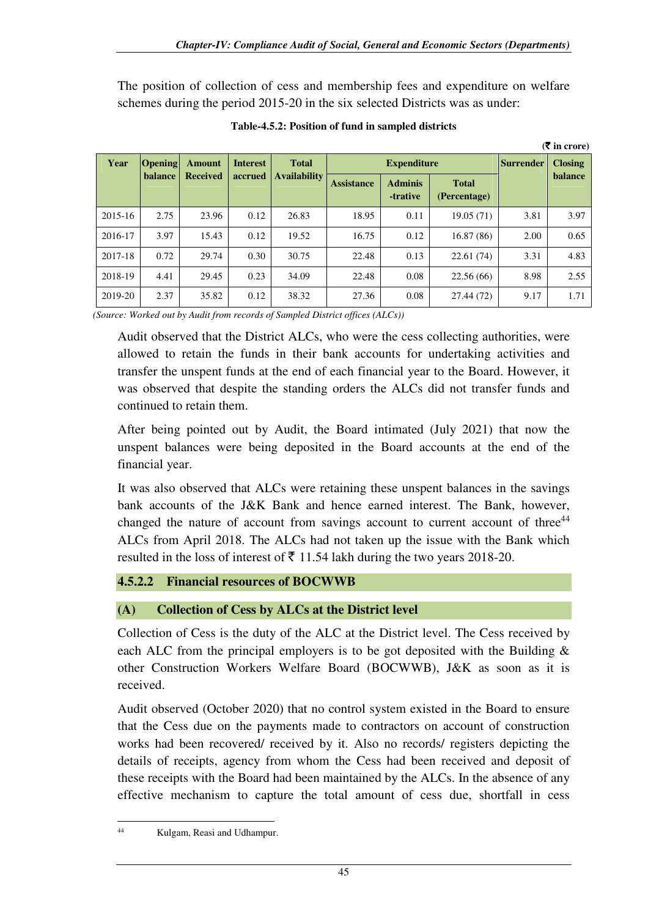The position of collection of cess and membership fees and expenditure on welfare schemes during the period 2015-20 in the six selected Districts was as under:

**Table-4.5.2: Position of fund in sampled districts**

(₹ in crore)

| Year | Opening balance | Amount Received | Interest accrued | Total Availability | Expenditure | | | Surrender | Closing balance |
|---|---|---|---|---|---|---|---|---|---|
| | | | | | Assistance | Adminis-trative | Total (Percentage) | | |
| 2015-16 | 2.75 | 23.96 | 0.12 | 26.83 | 18.95 | 0.11 | 19.05 (71) | 3.81 | 3.97 |
| 2016-17 | 3.97 | 15.43 | 0.12 | 19.52 | 16.75 | 0.12 | 16.87 (86) | 2.00 | 0.65 |
| 2017-18 | 0.72 | 29.74 | 0.30 | 30.75 | 22.48 | 0.13 | 22.61 (74) | 3.31 | 4.83 |
| 2018-19 | 4.41 | 29.45 | 0.23 | 34.09 | 22.48 | 0.08 | 22.56 (66) | 8.98 | 2.55 |
| 2019-20 | 2.37 | 35.82 | 0.12 | 38.32 | 27.36 | 0.08 | 27.44 (72) | 9.17 | 1.71 |

*(Source: Worked out by Audit from records of Sampled District offices (ALCs))*

Audit observed that the District ALCs, who were the cess collecting authorities, were allowed to retain the funds in their bank accounts for undertaking activities and transfer the unspent funds at the end of each financial year to the Board. However, it was observed that despite the standing orders the ALCs did not transfer funds and continued to retain them.

After being pointed out by Audit, the Board intimated (July 2021) that now the unspent balances were being deposited in the Board accounts at the end of the financial year.

It was also observed that ALCs were retaining these unspent balances in the savings bank accounts of the J&K Bank and hence earned interest. The Bank, however, changed the nature of account from savings account to current account of three[44] ALCs from April 2018. The ALCs had not taken up the issue with the Bank which resulted in the loss of interest of ₹ 11.54 lakh during the two years 2018-20.

### 4.5.2.2 Financial resources of BOCWWB

#### (A) Collection of Cess by ALCs at the District level

Collection of Cess is the duty of the ALC at the District level. The Cess received by each ALC from the principal employers is to be got deposited with the Building & other Construction Workers Welfare Board (BOCWWB), J&K as soon as it is received.

Audit observed (October 2020) that no control system existed in the Board to ensure that the Cess due on the payments made to contractors on account of construction works had been recovered/ received by it. Also no records/ registers depicting the details of receipts, agency from whom the Cess had been received and deposit of these receipts with the Board had been maintained by the ALCs. In the absence of any effective mechanism to capture the total amount of cess due, shortfall in cess

[44] Kulgam, Reasi and Udhampur.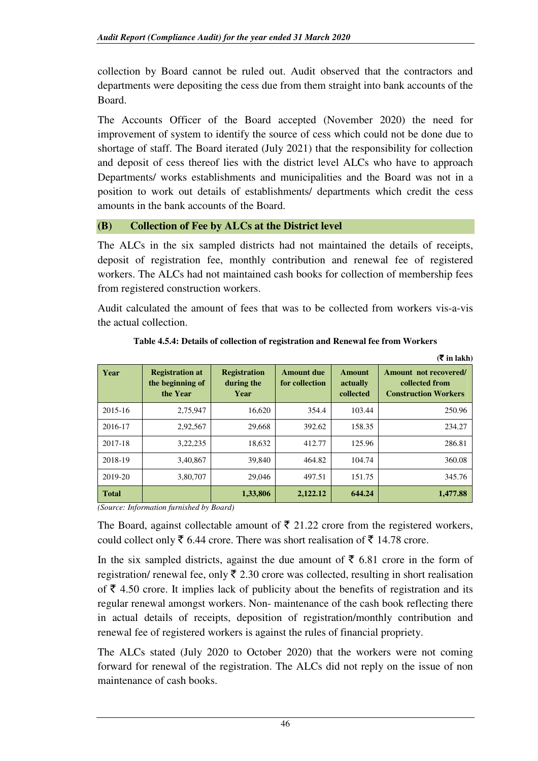collection by Board cannot be ruled out. Audit observed that the contractors and departments were depositing the cess due from them straight into bank accounts of the Board.

The Accounts Officer of the Board accepted (November 2020) the need for improvement of system to identify the source of cess which could not be done due to shortage of staff. The Board iterated (July 2021) that the responsibility for collection and deposit of cess thereof lies with the district level ALCs who have to approach Departments/ works establishments and municipalities and the Board was not in a position to work out details of establishments/ departments which credit the cess amounts in the bank accounts of the Board.

### (B) Collection of Fee by ALCs at the District level

The ALCs in the six sampled districts had not maintained the details of receipts, deposit of registration fee, monthly contribution and renewal fee of registered workers. The ALCs had not maintained cash books for collection of membership fees from registered construction workers.

Audit calculated the amount of fees that was to be collected from workers vis-a-vis the actual collection.

**Table 4.5.4: Details of collection of registration and Renewal fee from Workers**

(₹ in lakh)

| Year | Registration at the beginning of the Year | Registration during the Year | Amount due for collection | Amount actually collected | Amount not recovered/ collected from Construction Workers |
|---|---|---|---|---|---|
| 2015-16 | 2,75,947 | 16,620 | 354.4 | 103.44 | 250.96 |
| 2016-17 | 2,92,567 | 29,668 | 392.62 | 158.35 | 234.27 |
| 2017-18 | 3,22,235 | 18,632 | 412.77 | 125.96 | 286.81 |
| 2018-19 | 3,40,867 | 39,840 | 464.82 | 104.74 | 360.08 |
| 2019-20 | 3,80,707 | 29,046 | 497.51 | 151.75 | 345.76 |
| **Total** | | **1,33,806** | **2,122.12** | **644.24** | **1,477.88** |

*(Source: Information furnished by Board)*

The Board, against collectable amount of ₹ 21.22 crore from the registered workers, could collect only ₹ 6.44 crore. There was short realisation of ₹ 14.78 crore.

In the six sampled districts, against the due amount of ₹ 6.81 crore in the form of registration/ renewal fee, only ₹ 2.30 crore was collected, resulting in short realisation of ₹ 4.50 crore. It implies lack of publicity about the benefits of registration and its regular renewal amongst workers. Non- maintenance of the cash book reflecting there in actual details of receipts, deposition of registration/monthly contribution and renewal fee of registered workers is against the rules of financial propriety.

The ALCs stated (July 2020 to October 2020) that the workers were not coming forward for renewal of the registration. The ALCs did not reply on the issue of non maintenance of cash books.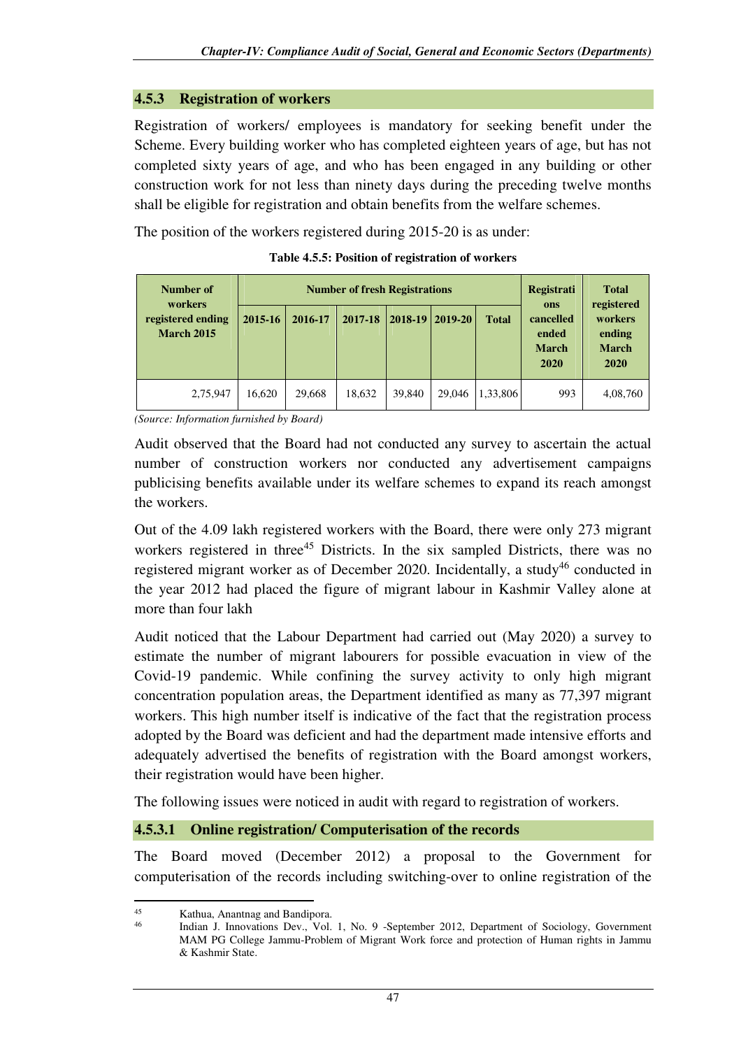### 4.5.3 Registration of workers

Registration of workers/ employees is mandatory for seeking benefit under the Scheme. Every building worker who has completed eighteen years of age, but has not completed sixty years of age, and who has been engaged in any building or other construction work for not less than ninety days during the preceding twelve months shall be eligible for registration and obtain benefits from the welfare schemes.

The position of the workers registered during 2015-20 is as under:

**Table 4.5.5: Position of registration of workers**

| Number of workers registered ending March 2015 | Number of fresh Registrations | | | | | | Registrations cancelled ended March 2020 | Total registered workers ending March 2020 |
|---|---|---|---|---|---|---|---|---|
| | 2015-16 | 2016-17 | 2017-18 | 2018-19 | 2019-20 | Total | | |
| 2,75,947 | 16,620 | 29,668 | 18,632 | 39,840 | 29,046 | 1,33,806 | 993 | 4,08,760 |

*(Source: Information furnished by Board)*

Audit observed that the Board had not conducted any survey to ascertain the actual number of construction workers nor conducted any advertisement campaigns publicising benefits available under its welfare schemes to expand its reach amongst the workers.

Out of the 4.09 lakh registered workers with the Board, there were only 273 migrant workers registered in three[45] Districts. In the six sampled Districts, there was no registered migrant worker as of December 2020. Incidentally, a study[46] conducted in the year 2012 had placed the figure of migrant labour in Kashmir Valley alone at more than four lakh

Audit noticed that the Labour Department had carried out (May 2020) a survey to estimate the number of migrant labourers for possible evacuation in view of the Covid-19 pandemic. While confining the survey activity to only high migrant concentration population areas, the Department identified as many as 77,397 migrant workers. This high number itself is indicative of the fact that the registration process adopted by the Board was deficient and had the department made intensive efforts and adequately advertised the benefits of registration with the Board amongst workers, their registration would have been higher.

The following issues were noticed in audit with regard to registration of workers.

#### 4.5.3.1 Online registration/ Computerisation of the records

The Board moved (December 2012) a proposal to the Government for computerisation of the records including switching-over to online registration of the

---

[45] Kathua, Anantnag and Bandipora.

[46] Indian J. Innovations Dev., Vol. 1, No. 9 -September 2012, Department of Sociology, Government MAM PG College Jammu-Problem of Migrant Work force and protection of Human rights in Jammu & Kashmir State.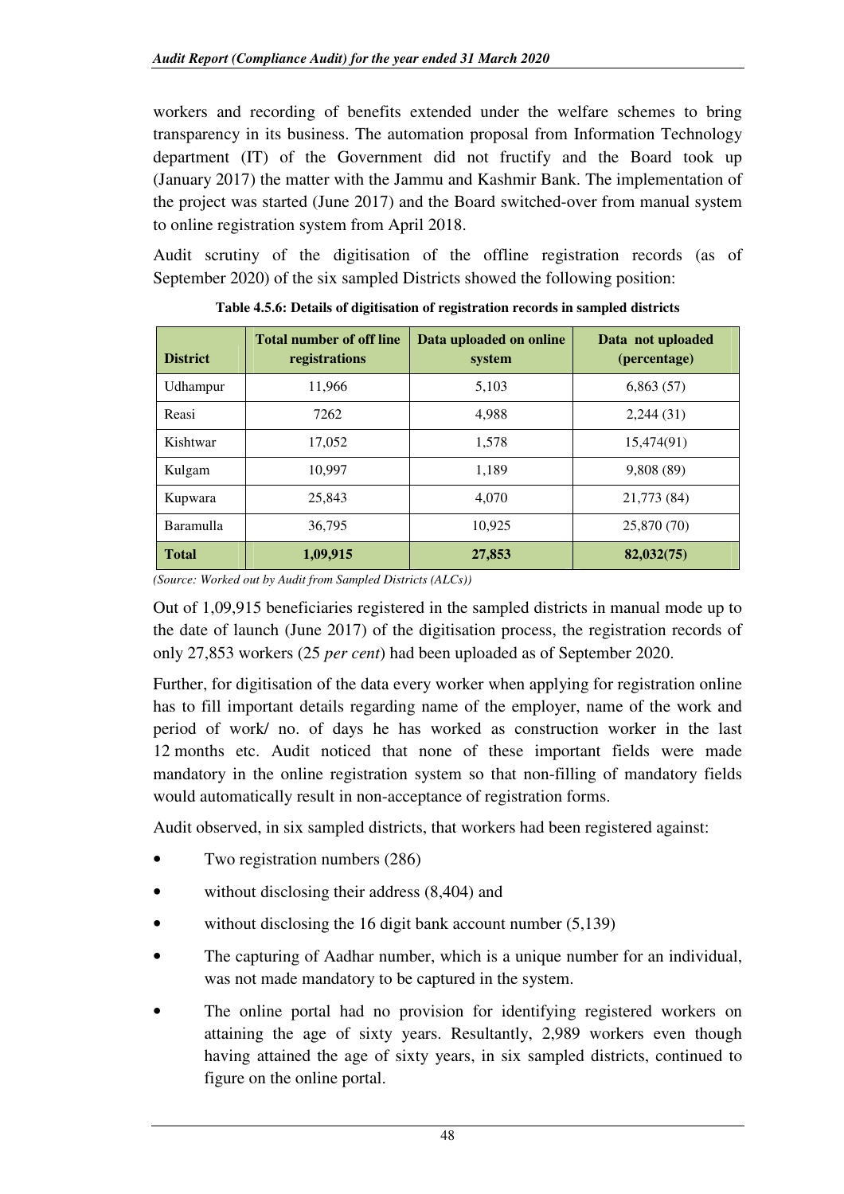workers and recording of benefits extended under the welfare schemes to bring transparency in its business. The automation proposal from Information Technology department (IT) of the Government did not fructify and the Board took up (January 2017) the matter with the Jammu and Kashmir Bank. The implementation of the project was started (June 2017) and the Board switched-over from manual system to online registration system from April 2018.

Audit scrutiny of the digitisation of the offline registration records (as of September 2020) of the six sampled Districts showed the following position:

**Table 4.5.6: Details of digitisation of registration records in sampled districts**

| District | Total number of off line registrations | Data uploaded on online system | Data not uploaded (percentage) |
|---|---|---|---|
| Udhampur | 11,966 | 5,103 | 6,863 (57) |
| Reasi | 7262 | 4,988 | 2,244 (31) |
| Kishtwar | 17,052 | 1,578 | 15,474(91) |
| Kulgam | 10,997 | 1,189 | 9,808 (89) |
| Kupwara | 25,843 | 4,070 | 21,773 (84) |
| Baramulla | 36,795 | 10,925 | 25,870 (70) |
| **Total** | **1,09,915** | **27,853** | **82,032(75)** |

*(Source: Worked out by Audit from Sampled Districts (ALCs))*

Out of 1,09,915 beneficiaries registered in the sampled districts in manual mode up to the date of launch (June 2017) of the digitisation process, the registration records of only 27,853 workers (25 *per cent*) had been uploaded as of September 2020.

Further, for digitisation of the data every worker when applying for registration online has to fill important details regarding name of the employer, name of the work and period of work/ no. of days he has worked as construction worker in the last 12 months etc. Audit noticed that none of these important fields were made mandatory in the online registration system so that non-filling of mandatory fields would automatically result in non-acceptance of registration forms.

Audit observed, in six sampled districts, that workers had been registered against:

- Two registration numbers (286)
- without disclosing their address (8,404) and
- without disclosing the 16 digit bank account number (5,139)
- The capturing of Aadhar number, which is a unique number for an individual, was not made mandatory to be captured in the system.
- The online portal had no provision for identifying registered workers on attaining the age of sixty years. Resultantly, 2,989 workers even though having attained the age of sixty years, in six sampled districts, continued to figure on the online portal.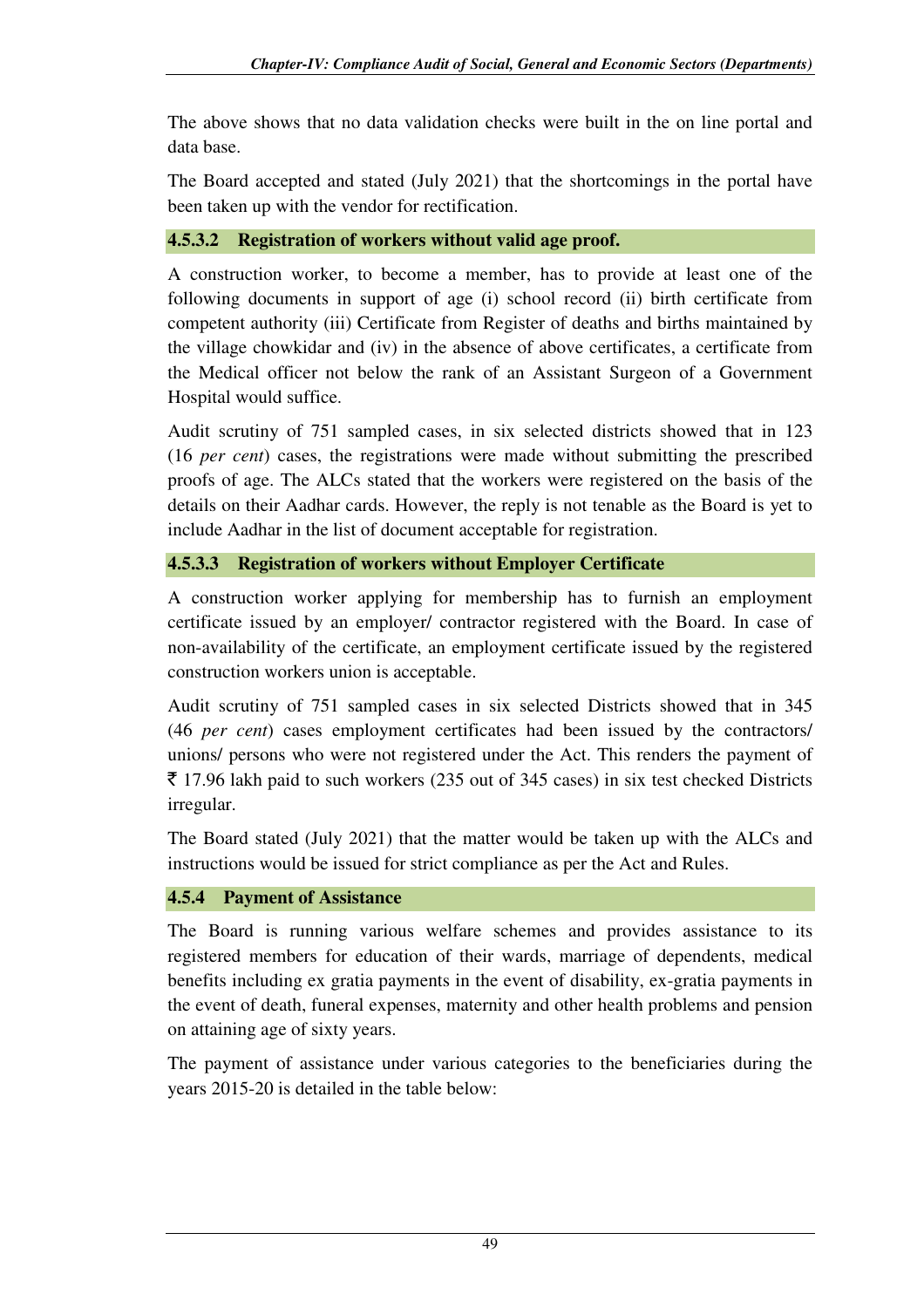The above shows that no data validation checks were built in the on line portal and data base.

The Board accepted and stated (July 2021) that the shortcomings in the portal have been taken up with the vendor for rectification.

#### 4.5.3.2 Registration of workers without valid age proof.

A construction worker, to become a member, has to provide at least one of the following documents in support of age (i) school record (ii) birth certificate from competent authority (iii) Certificate from Register of deaths and births maintained by the village chowkidar and (iv) in the absence of above certificates, a certificate from the Medical officer not below the rank of an Assistant Surgeon of a Government Hospital would suffice.

Audit scrutiny of 751 sampled cases, in six selected districts showed that in 123 (16 *per cent*) cases, the registrations were made without submitting the prescribed proofs of age. The ALCs stated that the workers were registered on the basis of the details on their Aadhar cards. However, the reply is not tenable as the Board is yet to include Aadhar in the list of document acceptable for registration.

#### 4.5.3.3 Registration of workers without Employer Certificate

A construction worker applying for membership has to furnish an employment certificate issued by an employer/ contractor registered with the Board. In case of non-availability of the certificate, an employment certificate issued by the registered construction workers union is acceptable.

Audit scrutiny of 751 sampled cases in six selected Districts showed that in 345 (46 *per cent*) cases employment certificates had been issued by the contractors/ unions/ persons who were not registered under the Act. This renders the payment of ₹ 17.96 lakh paid to such workers (235 out of 345 cases) in six test checked Districts irregular.

The Board stated (July 2021) that the matter would be taken up with the ALCs and instructions would be issued for strict compliance as per the Act and Rules.

### 4.5.4 Payment of Assistance

The Board is running various welfare schemes and provides assistance to its registered members for education of their wards, marriage of dependents, medical benefits including ex gratia payments in the event of disability, ex-gratia payments in the event of death, funeral expenses, maternity and other health problems and pension on attaining age of sixty years.

The payment of assistance under various categories to the beneficiaries during the years 2015-20 is detailed in the table below: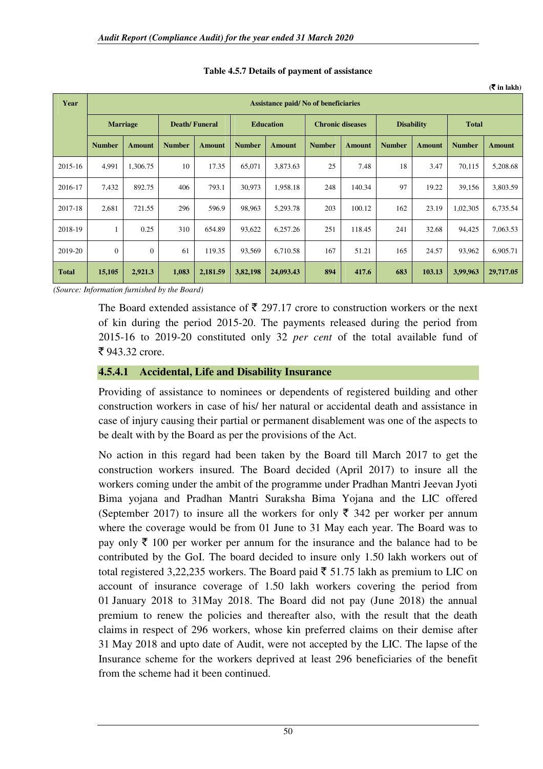**Table 4.5.7 Details of payment of assistance**

(₹ in lakh)

| Year | Assistance paid/ No of beneficiaries | | | | | | | | | | | |
|---|---|---|---|---|---|---|---|---|---|---|---|---|
| | Marriage | | Death/ Funeral | | Education | | Chronic diseases | | Disability | | Total | |
| | Number | Amount | Number | Amount | Number | Amount | Number | Amount | Number | Amount | Number | Amount |
| 2015-16 | 4,991 | 1,306.75 | 10 | 17.35 | 65,071 | 3,873.63 | 25 | 7.48 | 18 | 3.47 | 70,115 | 5,208.68 |
| 2016-17 | 7,432 | 892.75 | 406 | 793.1 | 30,973 | 1,958.18 | 248 | 140.34 | 97 | 19.22 | 39,156 | 3,803.59 |
| 2017-18 | 2,681 | 721.55 | 296 | 596.9 | 98,963 | 5,293.78 | 203 | 100.12 | 162 | 23.19 | 1,02,305 | 6,735.54 |
| 2018-19 | 1 | 0.25 | 310 | 654.89 | 93,622 | 6,257.26 | 251 | 118.45 | 241 | 32.68 | 94,425 | 7,063.53 |
| 2019-20 | 0 | 0 | 61 | 119.35 | 93,569 | 6,710.58 | 167 | 51.21 | 165 | 24.57 | 93,962 | 6,905.71 |
| **Total** | **15,105** | **2,921.3** | **1,083** | **2,181.59** | **3,82,198** | **24,093.43** | **894** | **417.6** | **683** | **103.13** | **3,99,963** | **29,717.05** |

*(Source: Information furnished by the Board)*

The Board extended assistance of ₹ 297.17 crore to construction workers or the next of kin during the period 2015-20. The payments released during the period from 2015-16 to 2019-20 constituted only 32 *per cent* of the total available fund of ₹ 943.32 crore.

### 4.5.4.1 Accidental, Life and Disability Insurance

Providing of assistance to nominees or dependents of registered building and other construction workers in case of his/ her natural or accidental death and assistance in case of injury causing their partial or permanent disablement was one of the aspects to be dealt with by the Board as per the provisions of the Act.

No action in this regard had been taken by the Board till March 2017 to get the construction workers insured. The Board decided (April 2017) to insure all the workers coming under the ambit of the programme under Pradhan Mantri Jeevan Jyoti Bima yojana and Pradhan Mantri Suraksha Bima Yojana and the LIC offered (September 2017) to insure all the workers for only ₹ 342 per worker per annum where the coverage would be from 01 June to 31 May each year. The Board was to pay only ₹ 100 per worker per annum for the insurance and the balance had to be contributed by the GoI. The board decided to insure only 1.50 lakh workers out of total registered 3,22,235 workers. The Board paid ₹ 51.75 lakh as premium to LIC on account of insurance coverage of 1.50 lakh workers covering the period from 01 January 2018 to 31May 2018. The Board did not pay (June 2018) the annual premium to renew the policies and thereafter also, with the result that the death claims in respect of 296 workers, whose kin preferred claims on their demise after 31 May 2018 and upto date of Audit, were not accepted by the LIC. The lapse of the Insurance scheme for the workers deprived at least 296 beneficiaries of the benefit from the scheme had it been continued.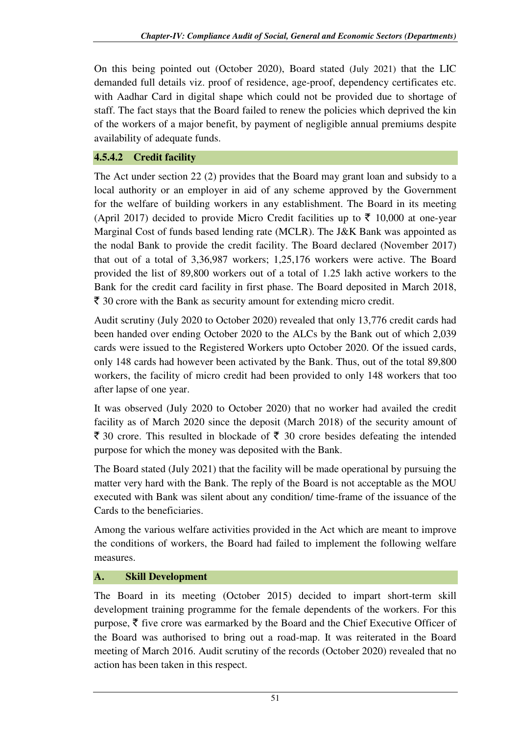On this being pointed out (October 2020), Board stated (July 2021) that the LIC demanded full details viz. proof of residence, age-proof, dependency certificates etc. with Aadhar Card in digital shape which could not be provided due to shortage of staff. The fact stays that the Board failed to renew the policies which deprived the kin of the workers of a major benefit, by payment of negligible annual premiums despite availability of adequate funds.

#### 4.5.4.2 Credit facility

The Act under section 22 (2) provides that the Board may grant loan and subsidy to a local authority or an employer in aid of any scheme approved by the Government for the welfare of building workers in any establishment. The Board in its meeting (April 2017) decided to provide Micro Credit facilities up to ₹ 10,000 at one-year Marginal Cost of funds based lending rate (MCLR). The J&K Bank was appointed as the nodal Bank to provide the credit facility. The Board declared (November 2017) that out of a total of 3,36,987 workers; 1,25,176 workers were active. The Board provided the list of 89,800 workers out of a total of 1.25 lakh active workers to the Bank for the credit card facility in first phase. The Board deposited in March 2018, ₹ 30 crore with the Bank as security amount for extending micro credit.

Audit scrutiny (July 2020 to October 2020) revealed that only 13,776 credit cards had been handed over ending October 2020 to the ALCs by the Bank out of which 2,039 cards were issued to the Registered Workers upto October 2020. Of the issued cards, only 148 cards had however been activated by the Bank. Thus, out of the total 89,800 workers, the facility of micro credit had been provided to only 148 workers that too after lapse of one year.

It was observed (July 2020 to October 2020) that no worker had availed the credit facility as of March 2020 since the deposit (March 2018) of the security amount of ₹ 30 crore. This resulted in blockade of ₹ 30 crore besides defeating the intended purpose for which the money was deposited with the Bank.

The Board stated (July 2021) that the facility will be made operational by pursuing the matter very hard with the Bank. The reply of the Board is not acceptable as the MOU executed with Bank was silent about any condition/ time-frame of the issuance of the Cards to the beneficiaries.

Among the various welfare activities provided in the Act which are meant to improve the conditions of workers, the Board had failed to implement the following welfare measures.

#### A. Skill Development

The Board in its meeting (October 2015) decided to impart short-term skill development training programme for the female dependents of the workers. For this purpose, ₹ five crore was earmarked by the Board and the Chief Executive Officer of the Board was authorised to bring out a road-map. It was reiterated in the Board meeting of March 2016. Audit scrutiny of the records (October 2020) revealed that no action has been taken in this respect.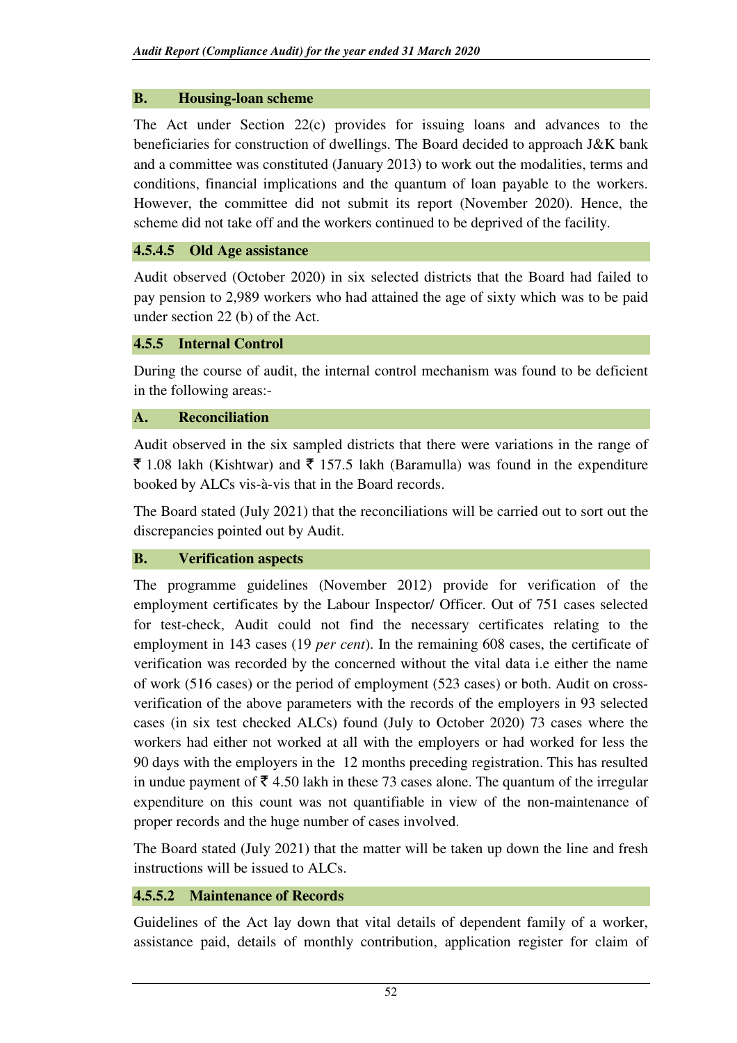### B. Housing-loan scheme

The Act under Section 22(c) provides for issuing loans and advances to the beneficiaries for construction of dwellings. The Board decided to approach J&K bank and a committee was constituted (January 2013) to work out the modalities, terms and conditions, financial implications and the quantum of loan payable to the workers. However, the committee did not submit its report (November 2020). Hence, the scheme did not take off and the workers continued to be deprived of the facility.

### 4.5.4.5 Old Age assistance

Audit observed (October 2020) in six selected districts that the Board had failed to pay pension to 2,989 workers who had attained the age of sixty which was to be paid under section 22 (b) of the Act.

### 4.5.5 Internal Control

During the course of audit, the internal control mechanism was found to be deficient in the following areas:-

### A. Reconciliation

Audit observed in the six sampled districts that there were variations in the range of ₹ 1.08 lakh (Kishtwar) and ₹ 157.5 lakh (Baramulla) was found in the expenditure booked by ALCs vis-à-vis that in the Board records.

The Board stated (July 2021) that the reconciliations will be carried out to sort out the discrepancies pointed out by Audit.

### B. Verification aspects

The programme guidelines (November 2012) provide for verification of the employment certificates by the Labour Inspector/ Officer. Out of 751 cases selected for test-check, Audit could not find the necessary certificates relating to the employment in 143 cases (19 *per cent*). In the remaining 608 cases, the certificate of verification was recorded by the concerned without the vital data i.e either the name of work (516 cases) or the period of employment (523 cases) or both. Audit on cross-verification of the above parameters with the records of the employers in 93 selected cases (in six test checked ALCs) found (July to October 2020) 73 cases where the workers had either not worked at all with the employers or had worked for less the 90 days with the employers in the 12 months preceding registration. This has resulted in undue payment of ₹ 4.50 lakh in these 73 cases alone. The quantum of the irregular expenditure on this count was not quantifiable in view of the non-maintenance of proper records and the huge number of cases involved.

The Board stated (July 2021) that the matter will be taken up down the line and fresh instructions will be issued to ALCs.

### 4.5.5.2 Maintenance of Records

Guidelines of the Act lay down that vital details of dependent family of a worker, assistance paid, details of monthly contribution, application register for claim of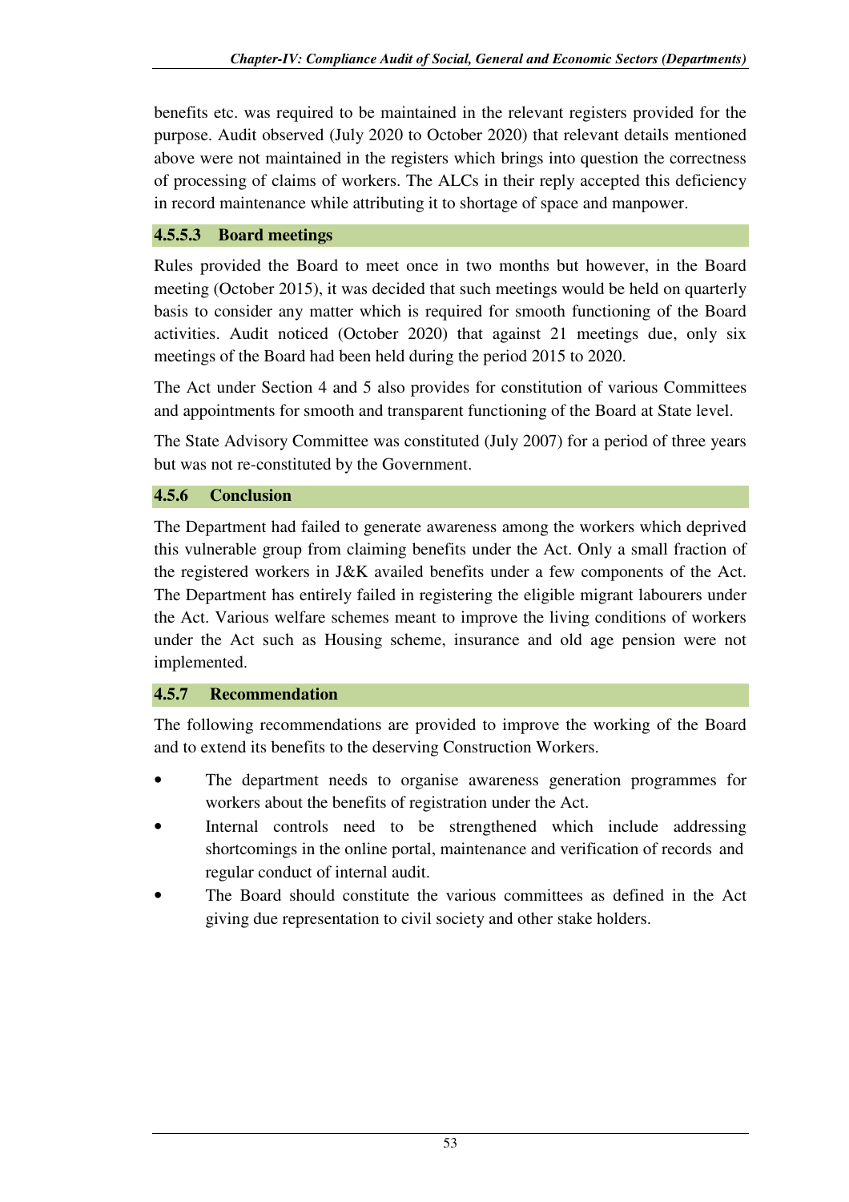benefits etc. was required to be maintained in the relevant registers provided for the purpose. Audit observed (July 2020 to October 2020) that relevant details mentioned above were not maintained in the registers which brings into question the correctness of processing of claims of workers. The ALCs in their reply accepted this deficiency in record maintenance while attributing it to shortage of space and manpower.

#### 4.5.5.3 Board meetings

Rules provided the Board to meet once in two months but however, in the Board meeting (October 2015), it was decided that such meetings would be held on quarterly basis to consider any matter which is required for smooth functioning of the Board activities. Audit noticed (October 2020) that against 21 meetings due, only six meetings of the Board had been held during the period 2015 to 2020.

The Act under Section 4 and 5 also provides for constitution of various Committees and appointments for smooth and transparent functioning of the Board at State level.

The State Advisory Committee was constituted (July 2007) for a period of three years but was not re-constituted by the Government.

### 4.5.6 Conclusion

The Department had failed to generate awareness among the workers which deprived this vulnerable group from claiming benefits under the Act. Only a small fraction of the registered workers in J&K availed benefits under a few components of the Act. The Department has entirely failed in registering the eligible migrant labourers under the Act. Various welfare schemes meant to improve the living conditions of workers under the Act such as Housing scheme, insurance and old age pension were not implemented.

### 4.5.7 Recommendation

The following recommendations are provided to improve the working of the Board and to extend its benefits to the deserving Construction Workers.

- The department needs to organise awareness generation programmes for workers about the benefits of registration under the Act.
- Internal controls need to be strengthened which include addressing shortcomings in the online portal, maintenance and verification of records and regular conduct of internal audit.
- The Board should constitute the various committees as defined in the Act giving due representation to civil society and other stake holders.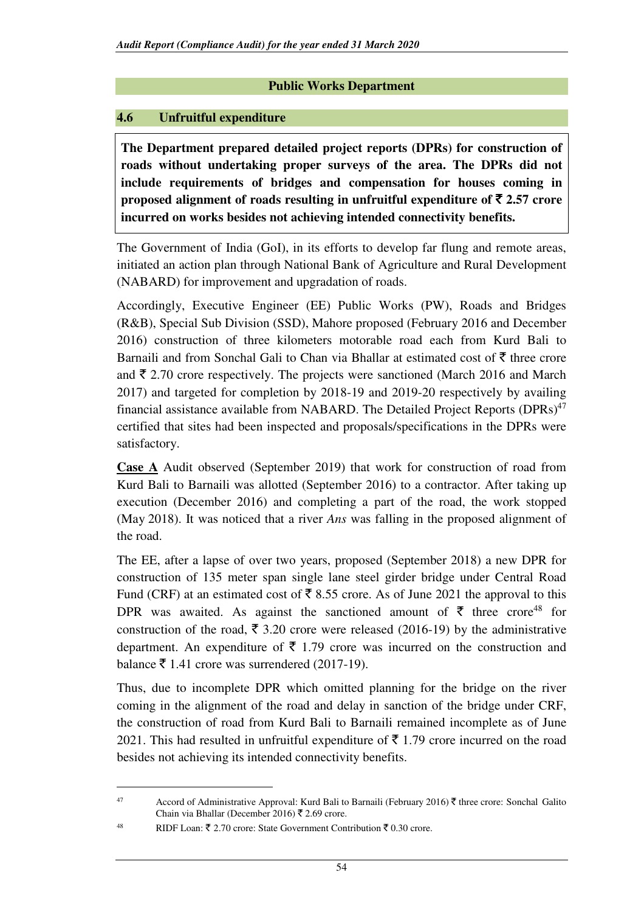## Public Works Department

### 4.6 Unfruitful expenditure

**The Department prepared detailed project reports (DPRs) for construction of roads without undertaking proper surveys of the area. The DPRs did not include requirements of bridges and compensation for houses coming in proposed alignment of roads resulting in unfruitful expenditure of ₹ 2.57 crore incurred on works besides not achieving intended connectivity benefits.**

The Government of India (GoI), in its efforts to develop far flung and remote areas, initiated an action plan through National Bank of Agriculture and Rural Development (NABARD) for improvement and upgradation of roads.

Accordingly, Executive Engineer (EE) Public Works (PW), Roads and Bridges (R&B), Special Sub Division (SSD), Mahore proposed (February 2016 and December 2016) construction of three kilometers motorable road each from Kurd Bali to Barnaili and from Sonchal Gali to Chan via Bhallar at estimated cost of ₹ three crore and ₹ 2.70 crore respectively. The projects were sanctioned (March 2016 and March 2017) and targeted for completion by 2018-19 and 2019-20 respectively by availing financial assistance available from NABARD. The Detailed Project Reports (DPRs)[47] certified that sites had been inspected and proposals/specifications in the DPRs were satisfactory.

**Case A** Audit observed (September 2019) that work for construction of road from Kurd Bali to Barnaili was allotted (September 2016) to a contractor. After taking up execution (December 2016) and completing a part of the road, the work stopped (May 2018). It was noticed that a river *Ans* was falling in the proposed alignment of the road.

The EE, after a lapse of over two years, proposed (September 2018) a new DPR for construction of 135 meter span single lane steel girder bridge under Central Road Fund (CRF) at an estimated cost of ₹ 8.55 crore. As of June 2021 the approval to this DPR was awaited. As against the sanctioned amount of ₹ three crore[48] for construction of the road, ₹ 3.20 crore were released (2016-19) by the administrative department. An expenditure of ₹ 1.79 crore was incurred on the construction and balance ₹ 1.41 crore was surrendered (2017-19).

Thus, due to incomplete DPR which omitted planning for the bridge on the river coming in the alignment of the road and delay in sanction of the bridge under CRF, the construction of road from Kurd Bali to Barnaili remained incomplete as of June 2021. This had resulted in unfruitful expenditure of ₹ 1.79 crore incurred on the road besides not achieving its intended connectivity benefits.

---

[47] Accord of Administrative Approval: Kurd Bali to Barnaili (February 2016) ₹ three crore: Sonchal Galito Chain via Bhallar (December 2016) ₹ 2.69 crore.

[48] RIDF Loan: ₹ 2.70 crore: State Government Contribution ₹ 0.30 crore.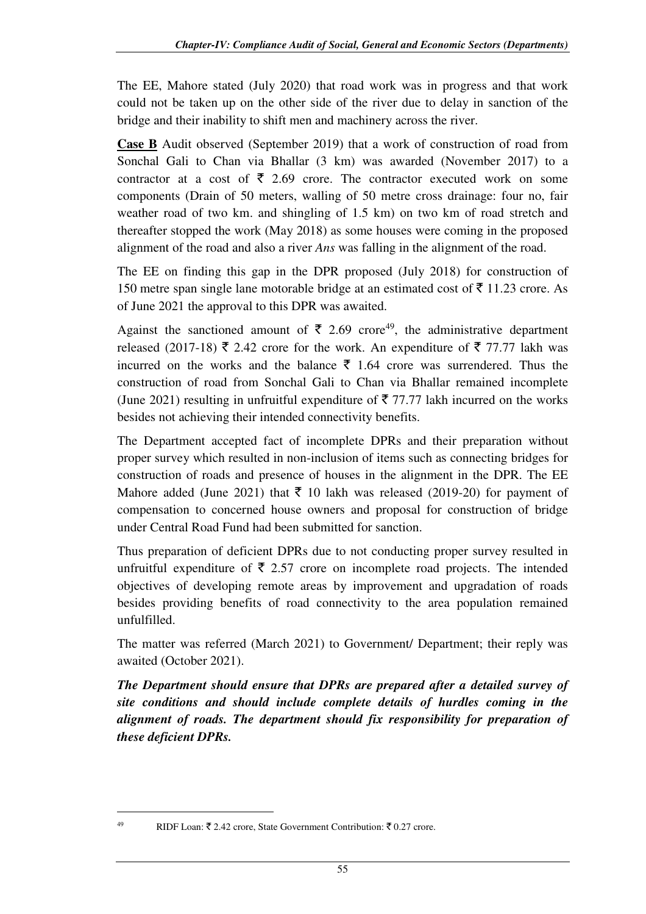The EE, Mahore stated (July 2020) that road work was in progress and that work could not be taken up on the other side of the river due to delay in sanction of the bridge and their inability to shift men and machinery across the river.

**Case B** Audit observed (September 2019) that a work of construction of road from Sonchal Gali to Chan via Bhallar (3 km) was awarded (November 2017) to a contractor at a cost of ₹ 2.69 crore. The contractor executed work on some components (Drain of 50 meters, walling of 50 metre cross drainage: four no, fair weather road of two km. and shingling of 1.5 km) on two km of road stretch and thereafter stopped the work (May 2018) as some houses were coming in the proposed alignment of the road and also a river *Ans* was falling in the alignment of the road.

The EE on finding this gap in the DPR proposed (July 2018) for construction of 150 metre span single lane motorable bridge at an estimated cost of ₹ 11.23 crore. As of June 2021 the approval to this DPR was awaited.

Against the sanctioned amount of ₹ 2.69 crore[49], the administrative department released (2017-18) ₹ 2.42 crore for the work. An expenditure of ₹ 77.77 lakh was incurred on the works and the balance ₹ 1.64 crore was surrendered. Thus the construction of road from Sonchal Gali to Chan via Bhallar remained incomplete (June 2021) resulting in unfruitful expenditure of ₹ 77.77 lakh incurred on the works besides not achieving their intended connectivity benefits.

The Department accepted fact of incomplete DPRs and their preparation without proper survey which resulted in non-inclusion of items such as connecting bridges for construction of roads and presence of houses in the alignment in the DPR. The EE Mahore added (June 2021) that ₹ 10 lakh was released (2019-20) for payment of compensation to concerned house owners and proposal for construction of bridge under Central Road Fund had been submitted for sanction.

Thus preparation of deficient DPRs due to not conducting proper survey resulted in unfruitful expenditure of ₹ 2.57 crore on incomplete road projects. The intended objectives of developing remote areas by improvement and upgradation of roads besides providing benefits of road connectivity to the area population remained unfulfilled.

The matter was referred (March 2021) to Government/ Department; their reply was awaited (October 2021).

***The Department should ensure that DPRs are prepared after a detailed survey of site conditions and should include complete details of hurdles coming in the alignment of roads. The department should fix responsibility for preparation of these deficient DPRs.***

---

[49] RIDF Loan: ₹ 2.42 crore, State Government Contribution: ₹ 0.27 crore.